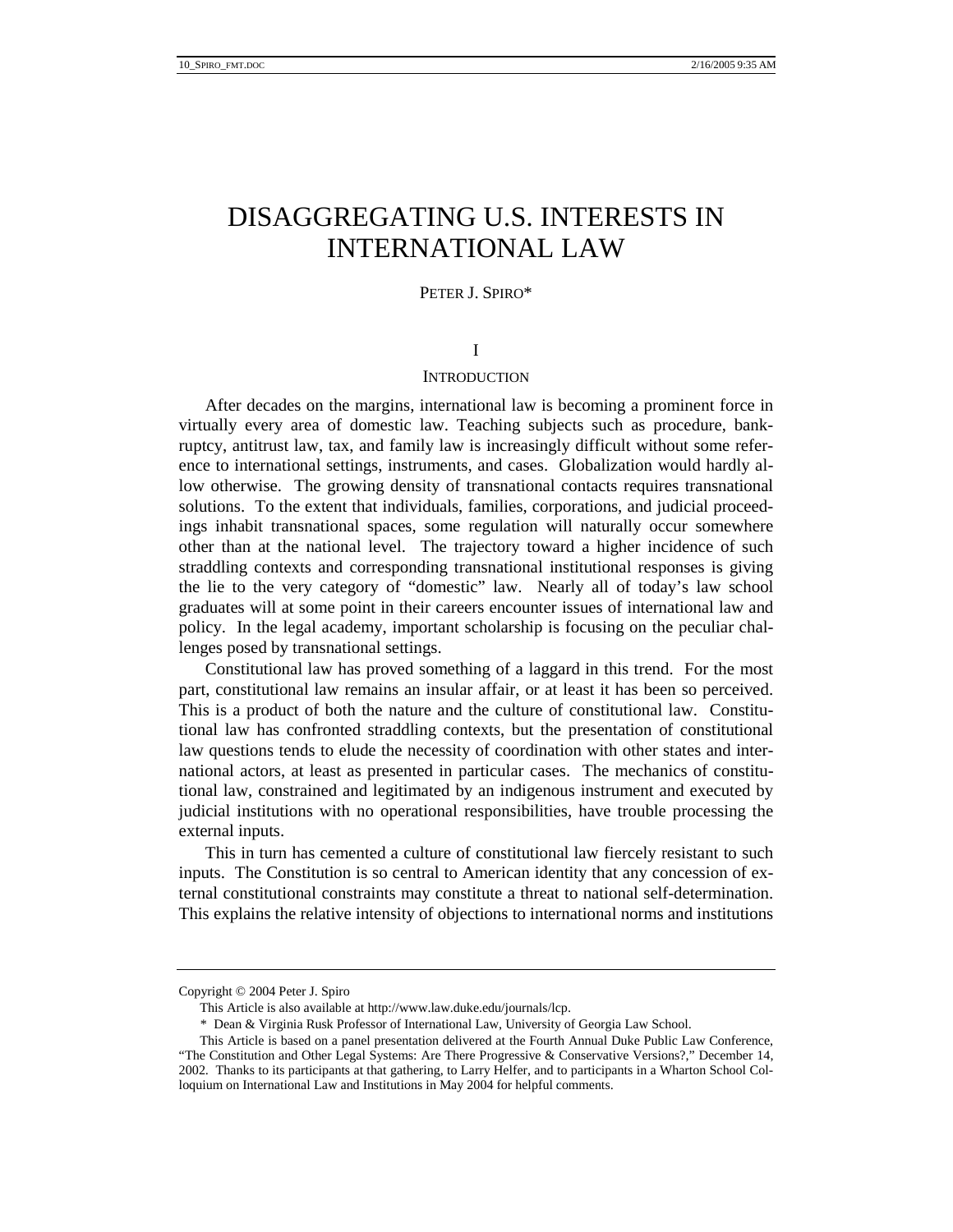# DISAGGREGATING U.S. INTERESTS IN INTERNATIONAL LAW

PETER J. SPIRO*

## I

## INTRODUCTION

After decades on the margins, international law is becoming a prominent force in virtually every area of domestic law. Teaching subjects such as procedure, bankruptcy, antitrust law, tax, and family law is increasingly difficult without some reference to international settings, instruments, and cases. Globalization would hardly allow otherwise. The growing density of transnational contacts requires transnational solutions. To the extent that individuals, families, corporations, and judicial proceedings inhabit transnational spaces, some regulation will naturally occur somewhere other than at the national level. The trajectory toward a higher incidence of such straddling contexts and corresponding transnational institutional responses is giving the lie to the very category of "domestic" law. Nearly all of today's law school graduates will at some point in their careers encounter issues of international law and policy. In the legal academy, important scholarship is focusing on the peculiar challenges posed by transnational settings.

Constitutional law has proved something of a laggard in this trend. For the most part, constitutional law remains an insular affair, or at least it has been so perceived. This is a product of both the nature and the culture of constitutional law. Constitutional law has confronted straddling contexts, but the presentation of constitutional law questions tends to elude the necessity of coordination with other states and international actors, at least as presented in particular cases. The mechanics of constitutional law, constrained and legitimated by an indigenous instrument and executed by judicial institutions with no operational responsibilities, have trouble processing the external inputs.

This in turn has cemented a culture of constitutional law fiercely resistant to such inputs. The Constitution is so central to American identity that any concession of external constitutional constraints may constitute a threat to national self-determination. This explains the relative intensity of objections to international norms and institutions

---

Copyright © 2004 Peter J. Spiro

This Article is also available at http://www.law.duke.edu/journals/lcp.

\* Dean & Virginia Rusk Professor of International Law, University of Georgia Law School.

This Article is based on a panel presentation delivered at the Fourth Annual Duke Public Law Conference, "The Constitution and Other Legal Systems: Are There Progressive & Conservative Versions?," December 14, 2002. Thanks to its participants at that gathering, to Larry Helfer, and to participants in a Wharton School Colloquium on International Law and Institutions in May 2004 for helpful comments.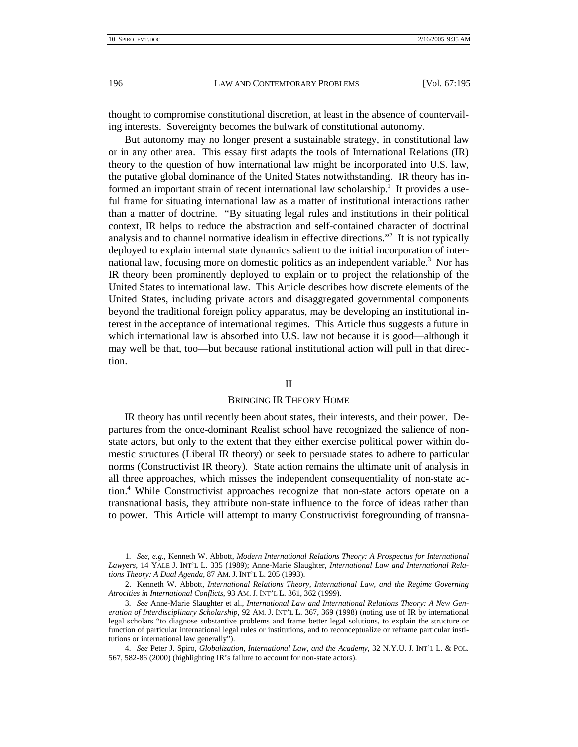thought to compromise constitutional discretion, at least in the absence of countervailing interests. Sovereignty becomes the bulwark of constitutional autonomy.

But autonomy may no longer present a sustainable strategy, in constitutional law or in any other area. This essay first adapts the tools of International Relations (IR) theory to the question of how international law might be incorporated into U.S. law, the putative global dominance of the United States notwithstanding. IR theory has informed an important strain of recent international law scholarship.[1] It provides a useful frame for situating international law as a matter of institutional interactions rather than a matter of doctrine. "By situating legal rules and institutions in their political context, IR helps to reduce the abstraction and self-contained character of doctrinal analysis and to channel normative idealism in effective directions."[2] It is not typically deployed to explain internal state dynamics salient to the initial incorporation of international law, focusing more on domestic politics as an independent variable.[3] Nor has IR theory been prominently deployed to explain or to project the relationship of the United States to international law. This Article describes how discrete elements of the United States, including private actors and disaggregated governmental components beyond the traditional foreign policy apparatus, may be developing an institutional interest in the acceptance of international regimes. This Article thus suggests a future in which international law is absorbed into U.S. law not because it is good—although it may well be that, too—but because rational institutional action will pull in that direction.

## II

## BRINGING IR THEORY HOME

IR theory has until recently been about states, their interests, and their power. Departures from the once-dominant Realist school have recognized the salience of non-state actors, but only to the extent that they either exercise political power within domestic structures (Liberal IR theory) or seek to persuade states to adhere to particular norms (Constructivist IR theory). State action remains the ultimate unit of analysis in all three approaches, which misses the independent consequentiality of non-state action.[4] While Constructivist approaches recognize that non-state actors operate on a transnational basis, they attribute non-state influence to the force of ideas rather than to power. This Article will attempt to marry Constructivist foregrounding of transna-

---

1. *See, e.g.*, Kenneth W. Abbott, *Modern International Relations Theory: A Prospectus for International Lawyers*, 14 YALE J. INT'L L. 335 (1989); Anne-Marie Slaughter, *International Law and International Relations Theory: A Dual Agenda*, 87 AM. J. INT'L L. 205 (1993).

2. Kenneth W. Abbott, *International Relations Theory, International Law, and the Regime Governing Atrocities in International Conflicts*, 93 AM. J. INT'L L. 361, 362 (1999).

3. *See* Anne-Marie Slaughter et al., *International Law and International Relations Theory: A New Generation of Interdisciplinary Scholarship*, 92 AM. J. INT'L L. 367, 369 (1998) (noting use of IR by international legal scholars "to diagnose substantive problems and frame better legal solutions, to explain the structure or function of particular international legal rules or institutions, and to reconceptualize or reframe particular institutions or international law generally").

4. *See* Peter J. Spiro, *Globalization, International Law, and the Academy*, 32 N.Y.U. J. INT'L L. & POL. 567, 582-86 (2000) (highlighting IR's failure to account for non-state actors).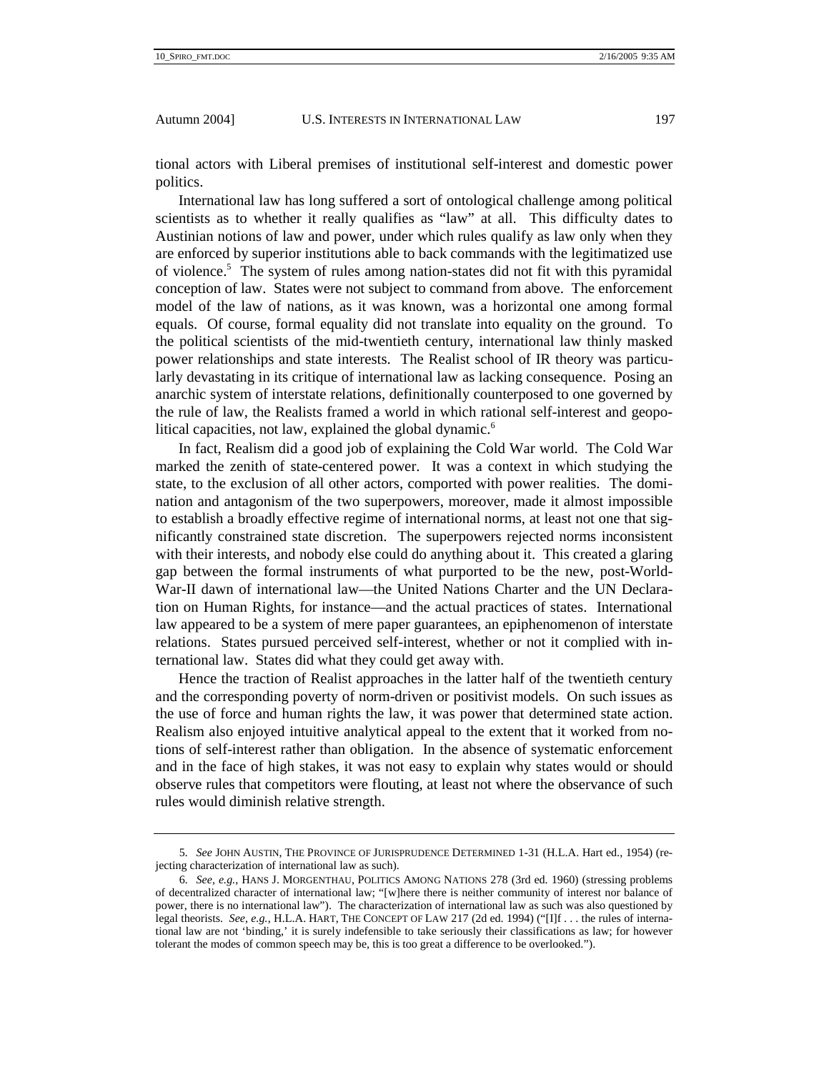tional actors with Liberal premises of institutional self-interest and domestic power politics.

International law has long suffered a sort of ontological challenge among political scientists as to whether it really qualifies as "law" at all. This difficulty dates to Austinian notions of law and power, under which rules qualify as law only when they are enforced by superior institutions able to back commands with the legitimatized use of violence.[5] The system of rules among nation-states did not fit with this pyramidal conception of law. States were not subject to command from above. The enforcement model of the law of nations, as it was known, was a horizontal one among formal equals. Of course, formal equality did not translate into equality on the ground. To the political scientists of the mid-twentieth century, international law thinly masked power relationships and state interests. The Realist school of IR theory was particularly devastating in its critique of international law as lacking consequence. Posing an anarchic system of interstate relations, definitionally counterposed to one governed by the rule of law, the Realists framed a world in which rational self-interest and geopolitical capacities, not law, explained the global dynamic.[6]

In fact, Realism did a good job of explaining the Cold War world. The Cold War marked the zenith of state-centered power. It was a context in which studying the state, to the exclusion of all other actors, comported with power realities. The domination and antagonism of the two superpowers, moreover, made it almost impossible to establish a broadly effective regime of international norms, at least not one that significantly constrained state discretion. The superpowers rejected norms inconsistent with their interests, and nobody else could do anything about it. This created a glaring gap between the formal instruments of what purported to be the new, post-World-War-II dawn of international law—the United Nations Charter and the UN Declaration on Human Rights, for instance—and the actual practices of states. International law appeared to be a system of mere paper guarantees, an epiphenomenon of interstate relations. States pursued perceived self-interest, whether or not it complied with international law. States did what they could get away with.

Hence the traction of Realist approaches in the latter half of the twentieth century and the corresponding poverty of norm-driven or positivist models. On such issues as the use of force and human rights the law, it was power that determined state action. Realism also enjoyed intuitive analytical appeal to the extent that it worked from notions of self-interest rather than obligation. In the absence of systematic enforcement and in the face of high stakes, it was not easy to explain why states would or should observe rules that competitors were flouting, at least not where the observance of such rules would diminish relative strength.

---

5. *See* JOHN AUSTIN, THE PROVINCE OF JURISPRUDENCE DETERMINED 1-31 (H.L.A. Hart ed., 1954) (rejecting characterization of international law as such).

6. *See, e.g.*, HANS J. MORGENTHAU, POLITICS AMONG NATIONS 278 (3rd ed. 1960) (stressing problems of decentralized character of international law; "[w]here there is neither community of interest nor balance of power, there is no international law"). The characterization of international law as such was also questioned by legal theorists. *See, e.g.*, H.L.A. HART, THE CONCEPT OF LAW 217 (2d ed. 1994) ("[I]f . . . the rules of international law are not 'binding,' it is surely indefensible to take seriously their classifications as law; for however tolerant the modes of common speech may be, this is too great a difference to be overlooked.").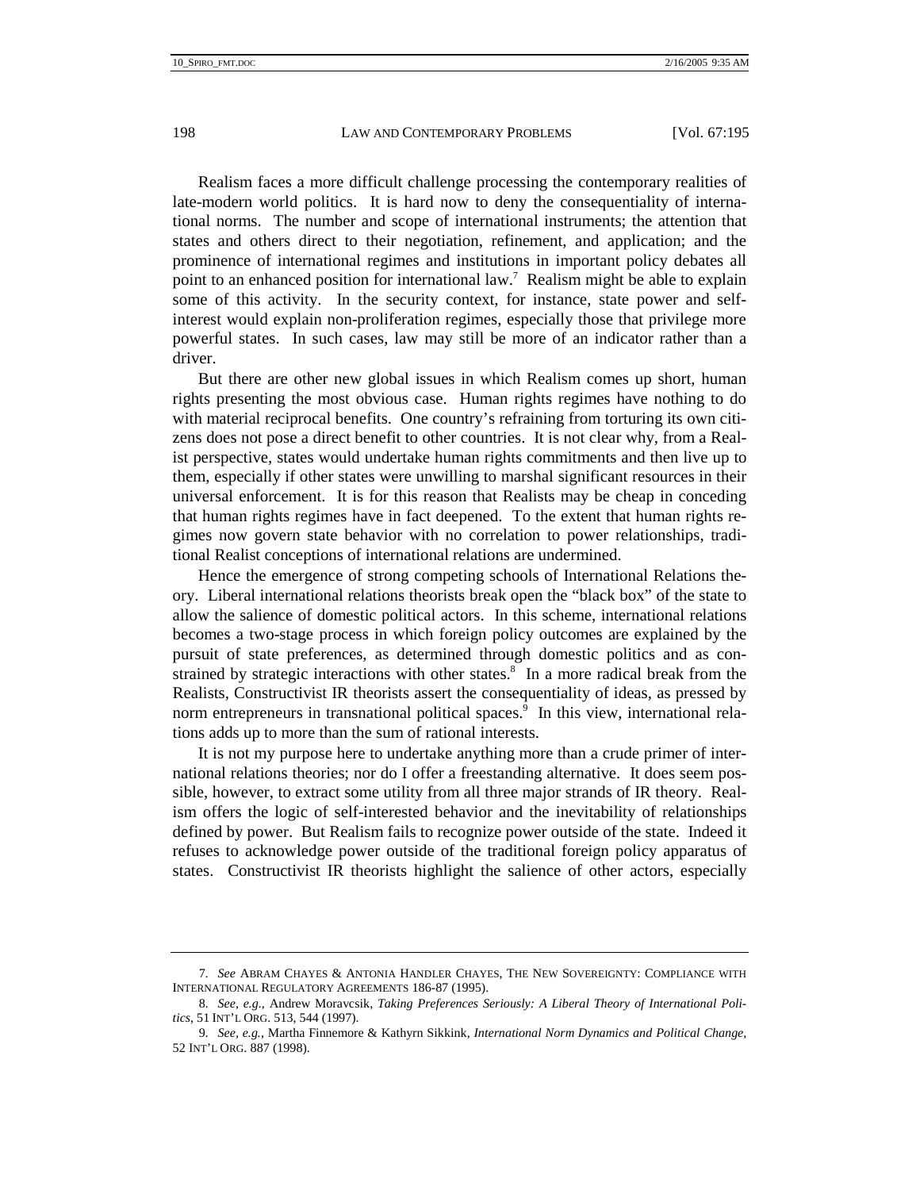Realism faces a more difficult challenge processing the contemporary realities of late-modern world politics. It is hard now to deny the consequentiality of international norms. The number and scope of international instruments; the attention that states and others direct to their negotiation, refinement, and application; and the prominence of international regimes and institutions in important policy debates all point to an enhanced position for international law.[7] Realism might be able to explain some of this activity. In the security context, for instance, state power and self-interest would explain non-proliferation regimes, especially those that privilege more powerful states. In such cases, law may still be more of an indicator rather than a driver.

But there are other new global issues in which Realism comes up short, human rights presenting the most obvious case. Human rights regimes have nothing to do with material reciprocal benefits. One country's refraining from torturing its own citizens does not pose a direct benefit to other countries. It is not clear why, from a Realist perspective, states would undertake human rights commitments and then live up to them, especially if other states were unwilling to marshal significant resources in their universal enforcement. It is for this reason that Realists may be cheap in conceding that human rights regimes have in fact deepened. To the extent that human rights regimes now govern state behavior with no correlation to power relationships, traditional Realist conceptions of international relations are undermined.

Hence the emergence of strong competing schools of International Relations theory. Liberal international relations theorists break open the "black box" of the state to allow the salience of domestic political actors. In this scheme, international relations becomes a two-stage process in which foreign policy outcomes are explained by the pursuit of state preferences, as determined through domestic politics and as constrained by strategic interactions with other states.[8] In a more radical break from the Realists, Constructivist IR theorists assert the consequentiality of ideas, as pressed by norm entrepreneurs in transnational political spaces.[9] In this view, international relations adds up to more than the sum of rational interests.

It is not my purpose here to undertake anything more than a crude primer of international relations theories; nor do I offer a freestanding alternative. It does seem possible, however, to extract some utility from all three major strands of IR theory. Realism offers the logic of self-interested behavior and the inevitability of relationships defined by power. But Realism fails to recognize power outside of the state. Indeed it refuses to acknowledge power outside of the traditional foreign policy apparatus of states. Constructivist IR theorists highlight the salience of other actors, especially

---

7. *See* ABRAM CHAYES & ANTONIA HANDLER CHAYES, THE NEW SOVEREIGNTY: COMPLIANCE WITH INTERNATIONAL REGULATORY AGREEMENTS 186-87 (1995).

8. *See, e.g.*, Andrew Moravcsik, *Taking Preferences Seriously: A Liberal Theory of International Politics*, 51 INT'L ORG. 513, 544 (1997).

9. *See, e.g.*, Martha Finnemore & Kathyrn Sikkink, *International Norm Dynamics and Political Change*, 52 INT'L ORG. 887 (1998).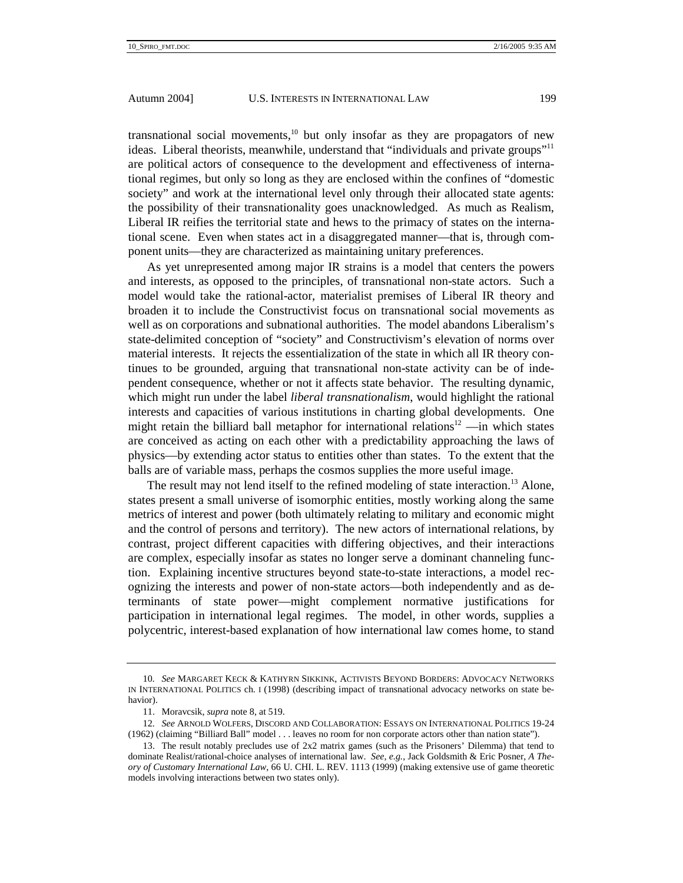transnational social movements,[10] but only insofar as they are propagators of new ideas. Liberal theorists, meanwhile, understand that "individuals and private groups"[11] are political actors of consequence to the development and effectiveness of international regimes, but only so long as they are enclosed within the confines of "domestic society" and work at the international level only through their allocated state agents: the possibility of their transnationality goes unacknowledged. As much as Realism, Liberal IR reifies the territorial state and hews to the primacy of states on the international scene. Even when states act in a disaggregated manner—that is, through component units—they are characterized as maintaining unitary preferences.

As yet unrepresented among major IR strains is a model that centers the powers and interests, as opposed to the principles, of transnational non-state actors. Such a model would take the rational-actor, materialist premises of Liberal IR theory and broaden it to include the Constructivist focus on transnational social movements as well as on corporations and subnational authorities. The model abandons Liberalism's state-delimited conception of "society" and Constructivism's elevation of norms over material interests. It rejects the essentialization of the state in which all IR theory continues to be grounded, arguing that transnational non-state activity can be of independent consequence, whether or not it affects state behavior. The resulting dynamic, which might run under the label *liberal transnationalism*, would highlight the rational interests and capacities of various institutions in charting global developments. One might retain the billiard ball metaphor for international relations[12] —in which states are conceived as acting on each other with a predictability approaching the laws of physics—by extending actor status to entities other than states. To the extent that the balls are of variable mass, perhaps the cosmos supplies the more useful image.

The result may not lend itself to the refined modeling of state interaction.[13] Alone, states present a small universe of isomorphic entities, mostly working along the same metrics of interest and power (both ultimately relating to military and economic might and the control of persons and territory). The new actors of international relations, by contrast, project different capacities with differing objectives, and their interactions are complex, especially insofar as states no longer serve a dominant channeling function. Explaining incentive structures beyond state-to-state interactions, a model recognizing the interests and power of non-state actors—both independently and as determinants of state power—might complement normative justifications for participation in international legal regimes. The model, in other words, supplies a polycentric, interest-based explanation of how international law comes home, to stand

---

10. *See* MARGARET KECK & KATHYRN SIKKINK, ACTIVISTS BEYOND BORDERS: ADVOCACY NETWORKS IN INTERNATIONAL POLITICS ch. I (1998) (describing impact of transnational advocacy networks on state behavior).

11. Moravcsik, *supra* note 8, at 519.

12. *See* ARNOLD WOLFERS, DISCORD AND COLLABORATION: ESSAYS ON INTERNATIONAL POLITICS 19-24 (1962) (claiming "Billiard Ball" model . . . leaves no room for non corporate actors other than nation state").

13. The result notably precludes use of 2x2 matrix games (such as the Prisoners' Dilemma) that tend to dominate Realist/rational-choice analyses of international law. *See, e.g.*, Jack Goldsmith & Eric Posner, *A Theory of Customary International Law*, 66 U. CHI. L. REV. 1113 (1999) (making extensive use of game theoretic models involving interactions between two states only).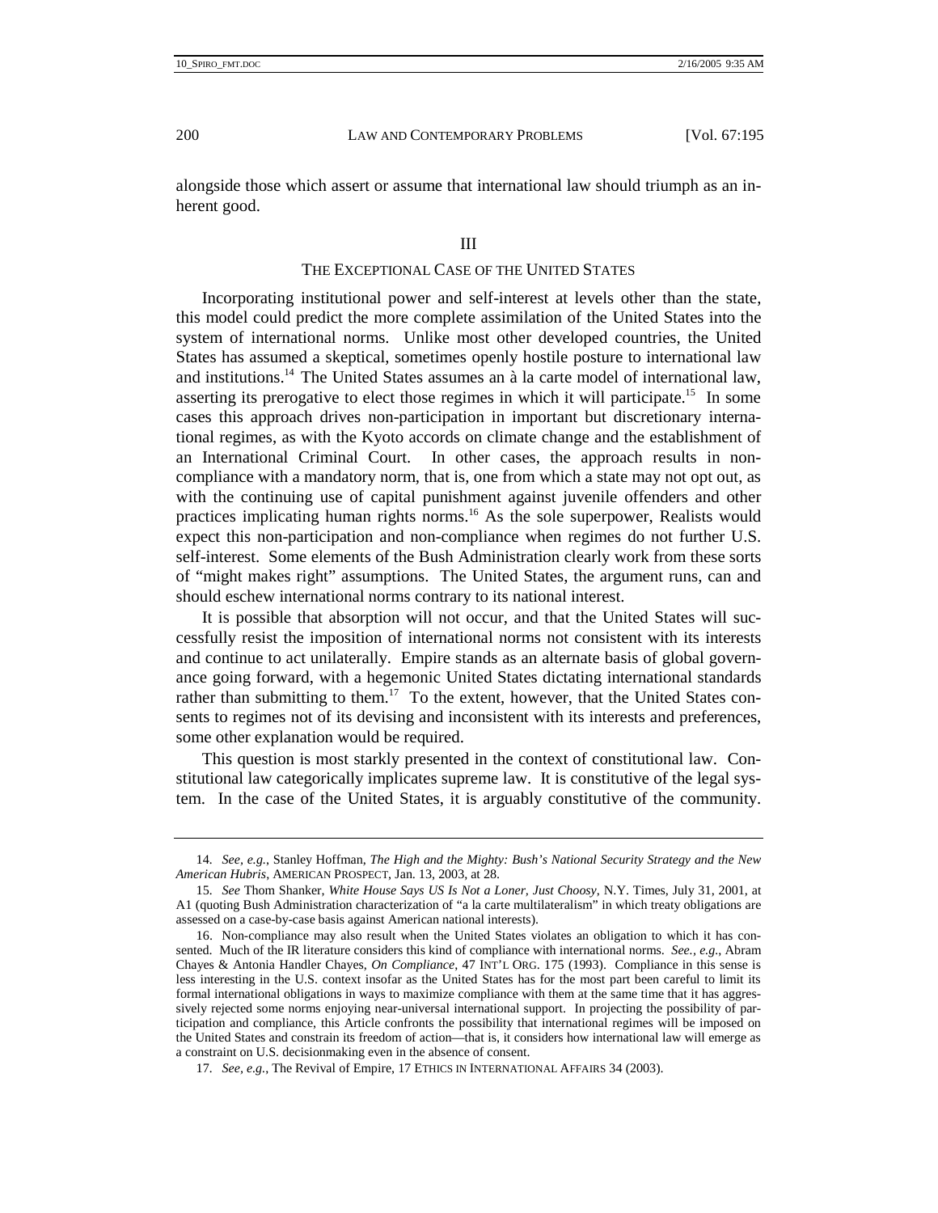alongside those which assert or assume that international law should triumph as an inherent good.

## III

## THE EXCEPTIONAL CASE OF THE UNITED STATES

Incorporating institutional power and self-interest at levels other than the state, this model could predict the more complete assimilation of the United States into the system of international norms. Unlike most other developed countries, the United States has assumed a skeptical, sometimes openly hostile posture to international law and institutions.[14] The United States assumes an à la carte model of international law, asserting its prerogative to elect those regimes in which it will participate.[15] In some cases this approach drives non-participation in important but discretionary international regimes, as with the Kyoto accords on climate change and the establishment of an International Criminal Court. In other cases, the approach results in non-compliance with a mandatory norm, that is, one from which a state may not opt out, as with the continuing use of capital punishment against juvenile offenders and other practices implicating human rights norms.[16] As the sole superpower, Realists would expect this non-participation and non-compliance when regimes do not further U.S. self-interest. Some elements of the Bush Administration clearly work from these sorts of "might makes right" assumptions. The United States, the argument runs, can and should eschew international norms contrary to its national interest.

It is possible that absorption will not occur, and that the United States will successfully resist the imposition of international norms not consistent with its interests and continue to act unilaterally. Empire stands as an alternate basis of global governance going forward, with a hegemonic United States dictating international standards rather than submitting to them.[17] To the extent, however, that the United States consents to regimes not of its devising and inconsistent with its interests and preferences, some other explanation would be required.

This question is most starkly presented in the context of constitutional law. Constitutional law categorically implicates supreme law. It is constitutive of the legal system. In the case of the United States, it is arguably constitutive of the community.

---

14. *See, e.g.*, Stanley Hoffman, *The High and the Mighty: Bush's National Security Strategy and the New American Hubris*, AMERICAN PROSPECT, Jan. 13, 2003, at 28.

15. *See* Thom Shanker, *White House Says US Is Not a Loner, Just Choosy*, N.Y. Times, July 31, 2001, at A1 (quoting Bush Administration characterization of "a la carte multilateralism" in which treaty obligations are assessed on a case-by-case basis against American national interests).

16. Non-compliance may also result when the United States violates an obligation to which it has consented. Much of the IR literature considers this kind of compliance with international norms. *See., e.g.*, Abram Chayes & Antonia Handler Chayes, *On Compliance*, 47 INT'L ORG. 175 (1993). Compliance in this sense is less interesting in the U.S. context insofar as the United States has for the most part been careful to limit its formal international obligations in ways to maximize compliance with them at the same time that it has aggressively rejected some norms enjoying near-universal international support. In projecting the possibility of participation and compliance, this Article confronts the possibility that international regimes will be imposed on the United States and constrain its freedom of action—that is, it considers how international law will emerge as a constraint on U.S. decisionmaking even in the absence of consent.

17. *See, e.g.*, The Revival of Empire, 17 ETHICS IN INTERNATIONAL AFFAIRS 34 (2003).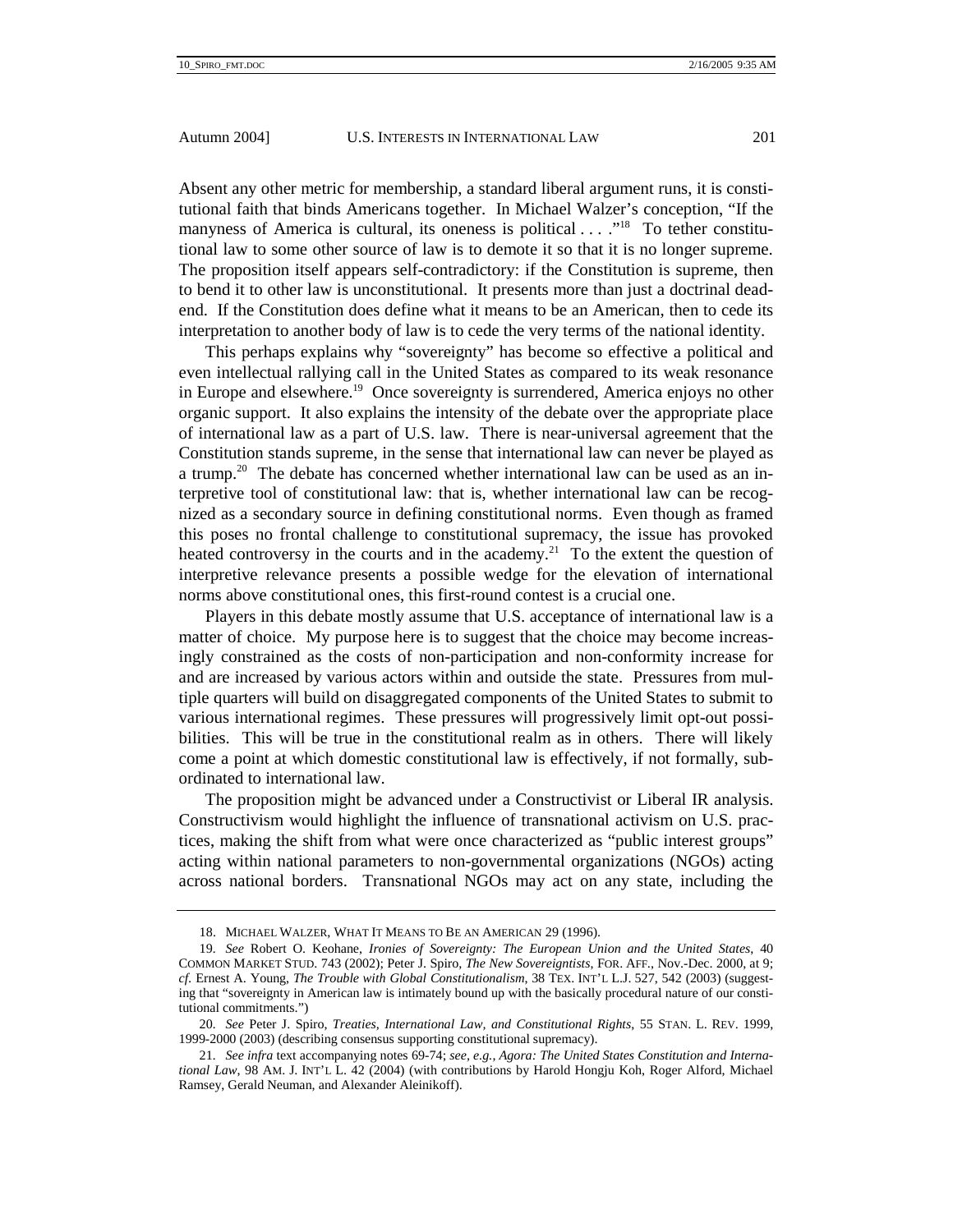Absent any other metric for membership, a standard liberal argument runs, it is constitutional faith that binds Americans together. In Michael Walzer's conception, "If the manyness of America is cultural, its oneness is political . . . ."[18] To tether constitutional law to some other source of law is to demote it so that it is no longer supreme. The proposition itself appears self-contradictory: if the Constitution is supreme, then to bend it to other law is unconstitutional. It presents more than just a doctrinal dead-end. If the Constitution does define what it means to be an American, then to cede its interpretation to another body of law is to cede the very terms of the national identity.

This perhaps explains why "sovereignty" has become so effective a political and even intellectual rallying call in the United States as compared to its weak resonance in Europe and elsewhere.[19] Once sovereignty is surrendered, America enjoys no other organic support. It also explains the intensity of the debate over the appropriate place of international law as a part of U.S. law. There is near-universal agreement that the Constitution stands supreme, in the sense that international law can never be played as a trump.[20] The debate has concerned whether international law can be used as an interpretive tool of constitutional law: that is, whether international law can be recognized as a secondary source in defining constitutional norms. Even though as framed this poses no frontal challenge to constitutional supremacy, the issue has provoked heated controversy in the courts and in the academy.[21] To the extent the question of interpretive relevance presents a possible wedge for the elevation of international norms above constitutional ones, this first-round contest is a crucial one.

Players in this debate mostly assume that U.S. acceptance of international law is a matter of choice. My purpose here is to suggest that the choice may become increasingly constrained as the costs of non-participation and non-conformity increase for and are increased by various actors within and outside the state. Pressures from multiple quarters will build on disaggregated components of the United States to submit to various international regimes. These pressures will progressively limit opt-out possibilities. This will be true in the constitutional realm as in others. There will likely come a point at which domestic constitutional law is effectively, if not formally, subordinated to international law.

The proposition might be advanced under a Constructivist or Liberal IR analysis. Constructivism would highlight the influence of transnational activism on U.S. practices, making the shift from what were once characterized as "public interest groups" acting within national parameters to non-governmental organizations (NGOs) acting across national borders. Transnational NGOs may act on any state, including the

---

18. MICHAEL WALZER, WHAT IT MEANS TO BE AN AMERICAN 29 (1996).

19. *See* Robert O. Keohane, *Ironies of Sovereignty: The European Union and the United States*, 40 COMMON MARKET STUD. 743 (2002); Peter J. Spiro, *The New Sovereigntists*, FOR. AFF., Nov.-Dec. 2000, at 9; *cf.* Ernest A. Young, *The Trouble with Global Constitutionalism*, 38 TEX. INT'L L.J. 527, 542 (2003) (suggesting that "sovereignty in American law is intimately bound up with the basically procedural nature of our constitutional commitments.")

20. *See* Peter J. Spiro, *Treaties, International Law, and Constitutional Rights*, 55 STAN. L. REV. 1999, 1999-2000 (2003) (describing consensus supporting constitutional supremacy).

21. *See infra* text accompanying notes 69-74; *see, e.g.*, *Agora: The United States Constitution and International Law*, 98 AM. J. INT'L L. 42 (2004) (with contributions by Harold Hongju Koh, Roger Alford, Michael Ramsey, Gerald Neuman, and Alexander Aleinikoff).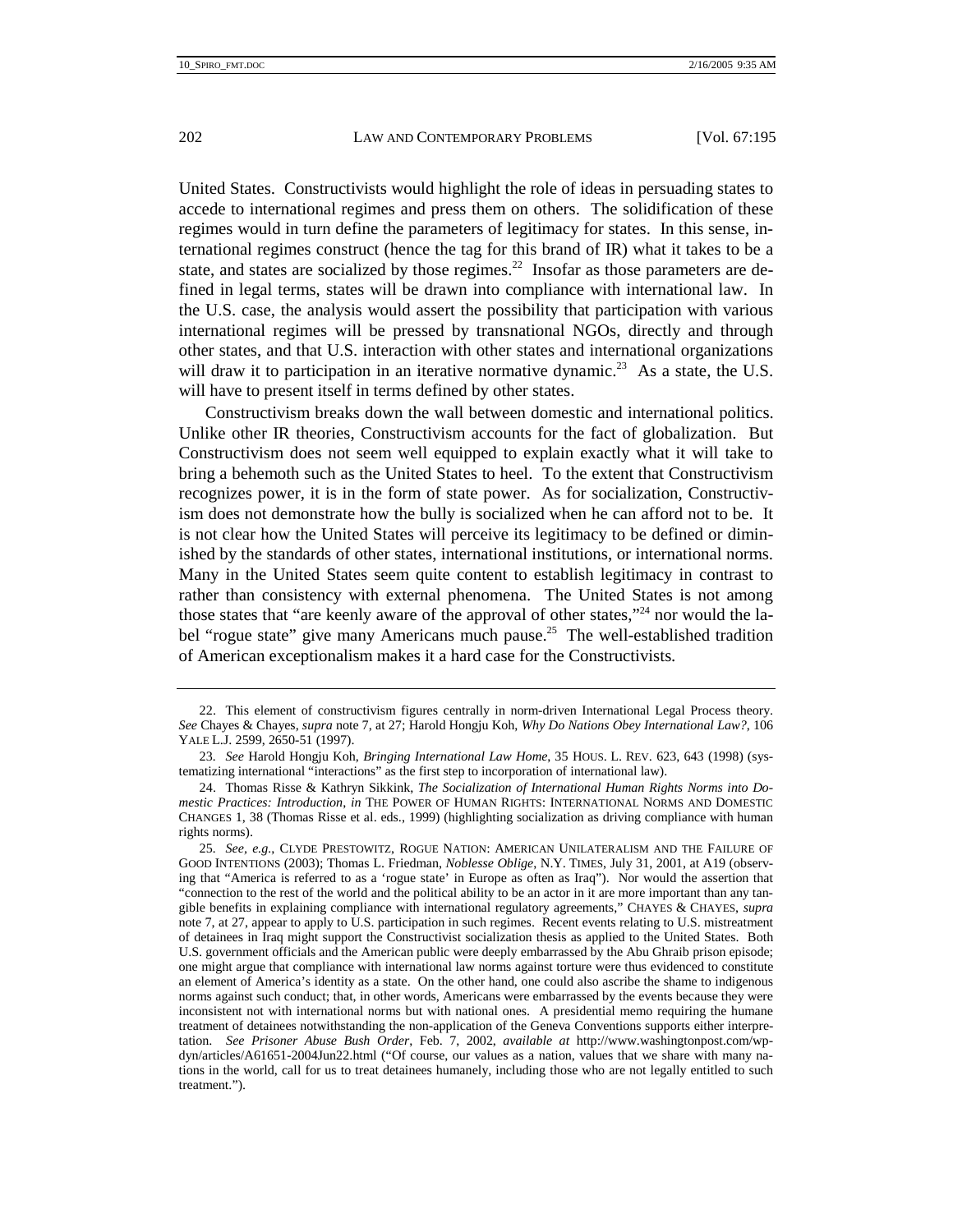United States. Constructivists would highlight the role of ideas in persuading states to accede to international regimes and press them on others. The solidification of these regimes would in turn define the parameters of legitimacy for states. In this sense, international regimes construct (hence the tag for this brand of IR) what it takes to be a state, and states are socialized by those regimes.[22] Insofar as those parameters are defined in legal terms, states will be drawn into compliance with international law. In the U.S. case, the analysis would assert the possibility that participation with various international regimes will be pressed by transnational NGOs, directly and through other states, and that U.S. interaction with other states and international organizations will draw it to participation in an iterative normative dynamic.[23] As a state, the U.S. will have to present itself in terms defined by other states.

Constructivism breaks down the wall between domestic and international politics. Unlike other IR theories, Constructivism accounts for the fact of globalization. But Constructivism does not seem well equipped to explain exactly what it will take to bring a behemoth such as the United States to heel. To the extent that Constructivism recognizes power, it is in the form of state power. As for socialization, Constructivism does not demonstrate how the bully is socialized when he can afford not to be. It is not clear how the United States will perceive its legitimacy to be defined or diminished by the standards of other states, international institutions, or international norms. Many in the United States seem quite content to establish legitimacy in contrast to rather than consistency with external phenomena. The United States is not among those states that "are keenly aware of the approval of other states,"[24] nor would the label "rogue state" give many Americans much pause.[25] The well-established tradition of American exceptionalism makes it a hard case for the Constructivists.

---

22. This element of constructivism figures centrally in norm-driven International Legal Process theory. *See* Chayes & Chayes, *supra* note 7, at 27; Harold Hongju Koh, *Why Do Nations Obey International Law?*, 106 YALE L.J. 2599, 2650-51 (1997).

23. *See* Harold Hongju Koh, *Bringing International Law Home*, 35 HOUS. L. REV. 623, 643 (1998) (systematizing international "interactions" as the first step to incorporation of international law).

24. Thomas Risse & Kathryn Sikkink, *The Socialization of International Human Rights Norms into Domestic Practices: Introduction*, *in* THE POWER OF HUMAN RIGHTS: INTERNATIONAL NORMS AND DOMESTIC CHANGES 1, 38 (Thomas Risse et al. eds., 1999) (highlighting socialization as driving compliance with human rights norms).

25. *See, e.g.*, CLYDE PRESTOWITZ, ROGUE NATION: AMERICAN UNILATERALISM AND THE FAILURE OF GOOD INTENTIONS (2003); Thomas L. Friedman, *Noblesse Oblige*, N.Y. TIMES, July 31, 2001, at A19 (observing that "America is referred to as a 'rogue state' in Europe as often as Iraq"). Nor would the assertion that "connection to the rest of the world and the political ability to be an actor in it are more important than any tangible benefits in explaining compliance with international regulatory agreements," CHAYES & CHAYES, *supra* note 7, at 27, appear to apply to U.S. participation in such regimes. Recent events relating to U.S. mistreatment of detainees in Iraq might support the Constructivist socialization thesis as applied to the United States. Both U.S. government officials and the American public were deeply embarrassed by the Abu Ghraib prison episode; one might argue that compliance with international law norms against torture were thus evidenced to constitute an element of America's identity as a state. On the other hand, one could also ascribe the shame to indigenous norms against such conduct; that, in other words, Americans were embarrassed by the events because they were inconsistent not with international norms but with national ones. A presidential memo requiring the humane treatment of detainees notwithstanding the non-application of the Geneva Conventions supports either interpretation. *See Prisoner Abuse Bush Order*, Feb. 7, 2002, *available at* http://www.washingtonpost.com/wp-dyn/articles/A61651-2004Jun22.html ("Of course, our values as a nation, values that we share with many nations in the world, call for us to treat detainees humanely, including those who are not legally entitled to such treatment.").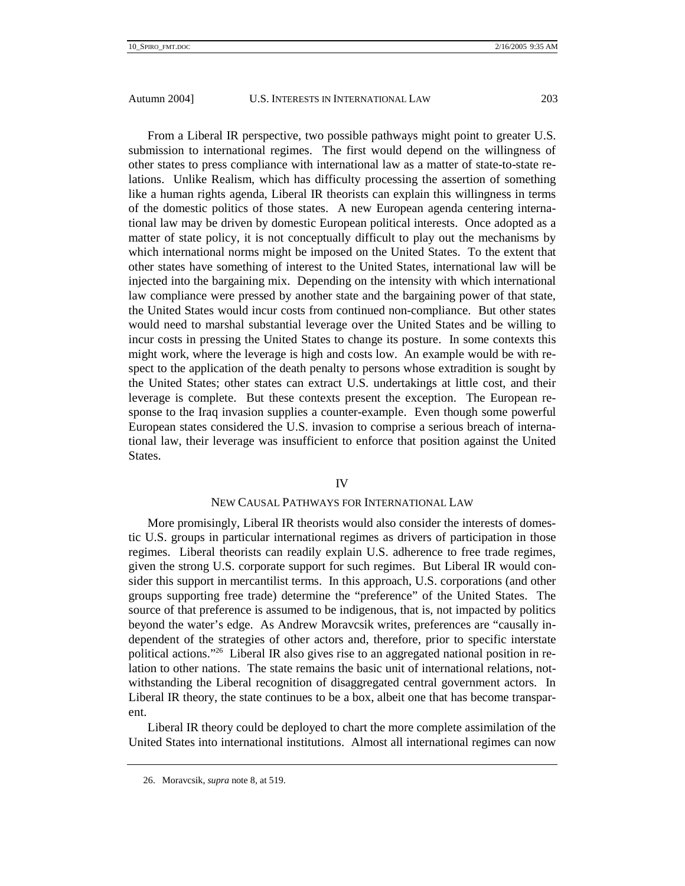From a Liberal IR perspective, two possible pathways might point to greater U.S. submission to international regimes. The first would depend on the willingness of other states to press compliance with international law as a matter of state-to-state relations. Unlike Realism, which has difficulty processing the assertion of something like a human rights agenda, Liberal IR theorists can explain this willingness in terms of the domestic politics of those states. A new European agenda centering international law may be driven by domestic European political interests. Once adopted as a matter of state policy, it is not conceptually difficult to play out the mechanisms by which international norms might be imposed on the United States. To the extent that other states have something of interest to the United States, international law will be injected into the bargaining mix. Depending on the intensity with which international law compliance were pressed by another state and the bargaining power of that state, the United States would incur costs from continued non-compliance. But other states would need to marshal substantial leverage over the United States and be willing to incur costs in pressing the United States to change its posture. In some contexts this might work, where the leverage is high and costs low. An example would be with respect to the application of the death penalty to persons whose extradition is sought by the United States; other states can extract U.S. undertakings at little cost, and their leverage is complete. But these contexts present the exception. The European response to the Iraq invasion supplies a counter-example. Even though some powerful European states considered the U.S. invasion to comprise a serious breach of international law, their leverage was insufficient to enforce that position against the United States.

## IV

## NEW CAUSAL PATHWAYS FOR INTERNATIONAL LAW

More promisingly, Liberal IR theorists would also consider the interests of domestic U.S. groups in particular international regimes as drivers of participation in those regimes. Liberal theorists can readily explain U.S. adherence to free trade regimes, given the strong U.S. corporate support for such regimes. But Liberal IR would consider this support in mercantilist terms. In this approach, U.S. corporations (and other groups supporting free trade) determine the "preference" of the United States. The source of that preference is assumed to be indigenous, that is, not impacted by politics beyond the water's edge. As Andrew Moravcsik writes, preferences are "causally independent of the strategies of other actors and, therefore, prior to specific interstate political actions."[26] Liberal IR also gives rise to an aggregated national position in relation to other nations. The state remains the basic unit of international relations, notwithstanding the Liberal recognition of disaggregated central government actors. In Liberal IR theory, the state continues to be a box, albeit one that has become transparent.

Liberal IR theory could be deployed to chart the more complete assimilation of the United States into international institutions. Almost all international regimes can now

26. Moravcsik, *supra* note 8, at 519.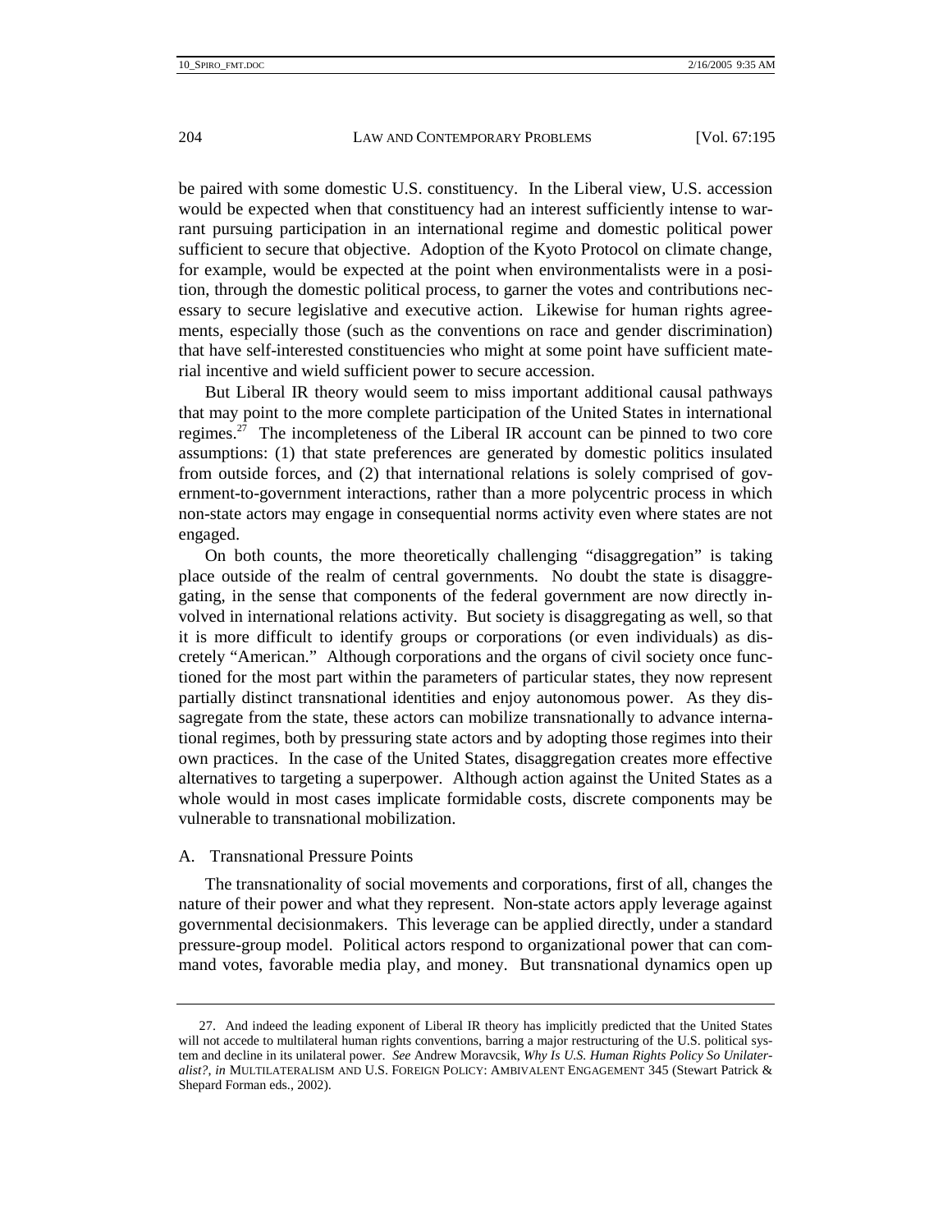be paired with some domestic U.S. constituency. In the Liberal view, U.S. accession would be expected when that constituency had an interest sufficiently intense to warrant pursuing participation in an international regime and domestic political power sufficient to secure that objective. Adoption of the Kyoto Protocol on climate change, for example, would be expected at the point when environmentalists were in a position, through the domestic political process, to garner the votes and contributions necessary to secure legislative and executive action. Likewise for human rights agreements, especially those (such as the conventions on race and gender discrimination) that have self-interested constituencies who might at some point have sufficient material incentive and wield sufficient power to secure accession.

But Liberal IR theory would seem to miss important additional causal pathways that may point to the more complete participation of the United States in international regimes.[27] The incompleteness of the Liberal IR account can be pinned to two core assumptions: (1) that state preferences are generated by domestic politics insulated from outside forces, and (2) that international relations is solely comprised of government-to-government interactions, rather than a more polycentric process in which non-state actors may engage in consequential norms activity even where states are not engaged.

On both counts, the more theoretically challenging "disaggregation" is taking place outside of the realm of central governments. No doubt the state is disaggregating, in the sense that components of the federal government are now directly involved in international relations activity. But society is disaggregating as well, so that it is more difficult to identify groups or corporations (or even individuals) as discretely "American." Although corporations and the organs of civil society once functioned for the most part within the parameters of particular states, they now represent partially distinct transnational identities and enjoy autonomous power. As they dissagregate from the state, these actors can mobilize transnationally to advance international regimes, both by pressuring state actors and by adopting those regimes into their own practices. In the case of the United States, disaggregation creates more effective alternatives to targeting a superpower. Although action against the United States as a whole would in most cases implicate formidable costs, discrete components may be vulnerable to transnational mobilization.

### A. Transnational Pressure Points

The transnationality of social movements and corporations, first of all, changes the nature of their power and what they represent. Non-state actors apply leverage against governmental decisionmakers. This leverage can be applied directly, under a standard pressure-group model. Political actors respond to organizational power that can command votes, favorable media play, and money. But transnational dynamics open up

---

27. And indeed the leading exponent of Liberal IR theory has implicitly predicted that the United States will not accede to multilateral human rights conventions, barring a major restructuring of the U.S. political system and decline in its unilateral power. *See* Andrew Moravcsik, *Why Is U.S. Human Rights Policy So Unilateralist?*, *in* MULTILATERALISM AND U.S. FOREIGN POLICY: AMBIVALENT ENGAGEMENT 345 (Stewart Patrick & Shepard Forman eds., 2002).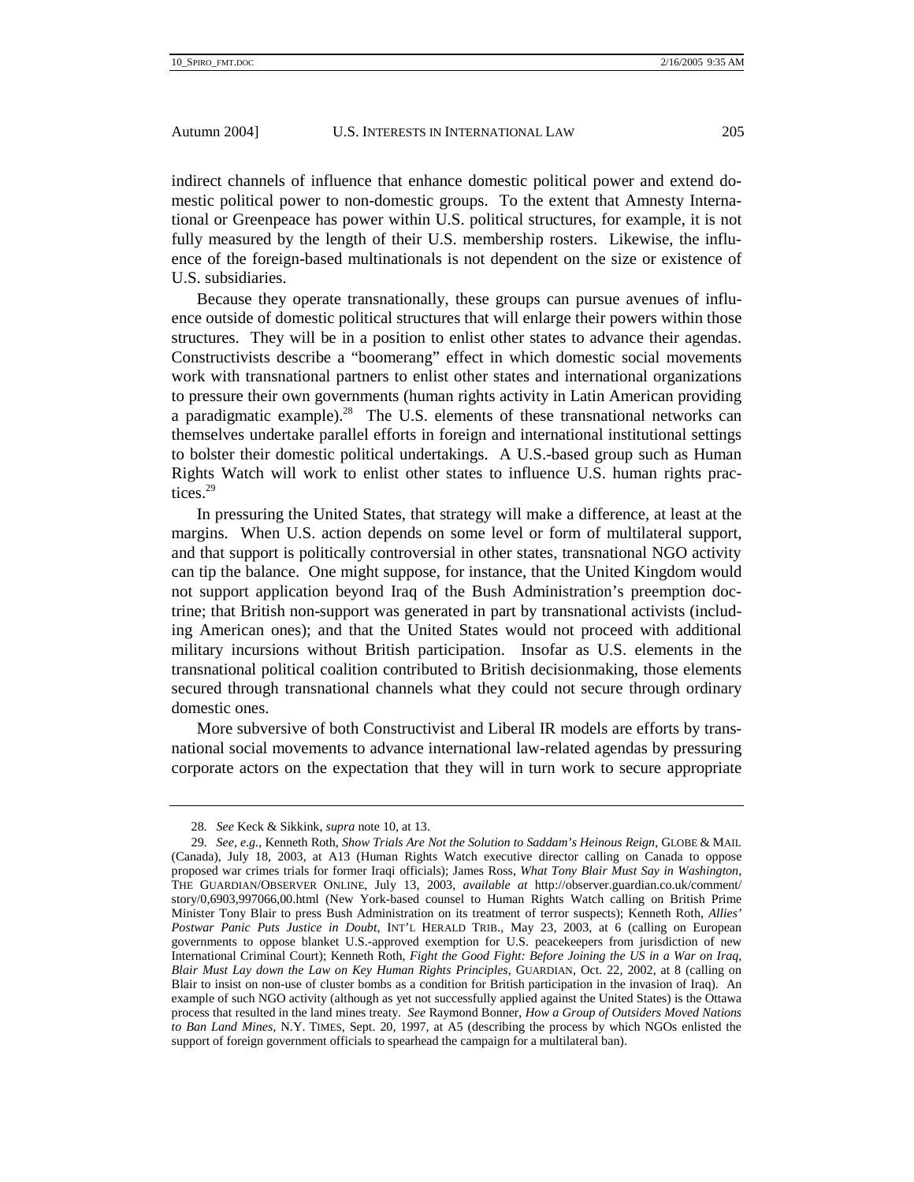indirect channels of influence that enhance domestic political power and extend domestic political power to non-domestic groups. To the extent that Amnesty International or Greenpeace has power within U.S. political structures, for example, it is not fully measured by the length of their U.S. membership rosters. Likewise, the influence of the foreign-based multinationals is not dependent on the size or existence of U.S. subsidiaries.

Because they operate transnationally, these groups can pursue avenues of influence outside of domestic political structures that will enlarge their powers within those structures. They will be in a position to enlist other states to advance their agendas. Constructivists describe a "boomerang" effect in which domestic social movements work with transnational partners to enlist other states and international organizations to pressure their own governments (human rights activity in Latin American providing a paradigmatic example).[28] The U.S. elements of these transnational networks can themselves undertake parallel efforts in foreign and international institutional settings to bolster their domestic political undertakings. A U.S.-based group such as Human Rights Watch will work to enlist other states to influence U.S. human rights practices.[29]

In pressuring the United States, that strategy will make a difference, at least at the margins. When U.S. action depends on some level or form of multilateral support, and that support is politically controversial in other states, transnational NGO activity can tip the balance. One might suppose, for instance, that the United Kingdom would not support application beyond Iraq of the Bush Administration's preemption doctrine; that British non-support was generated in part by transnational activists (including American ones); and that the United States would not proceed with additional military incursions without British participation. Insofar as U.S. elements in the transnational political coalition contributed to British decisionmaking, those elements secured through transnational channels what they could not secure through ordinary domestic ones.

More subversive of both Constructivist and Liberal IR models are efforts by transnational social movements to advance international law-related agendas by pressuring corporate actors on the expectation that they will in turn work to secure appropriate

---

28. *See* Keck & Sikkink, *supra* note 10, at 13.

29. *See, e.g.*, Kenneth Roth, *Show Trials Are Not the Solution to Saddam's Heinous Reign*, GLOBE & MAIL (Canada), July 18, 2003, at A13 (Human Rights Watch executive director calling on Canada to oppose proposed war crimes trials for former Iraqi officials); James Ross, *What Tony Blair Must Say in Washington*, THE GUARDIAN/OBSERVER ONLINE, July 13, 2003, *available at* http://observer.guardian.co.uk/comment/story/0,6903,997066,00.html (New York-based counsel to Human Rights Watch calling on British Prime Minister Tony Blair to press Bush Administration on its treatment of terror suspects); Kenneth Roth, *Allies' Postwar Panic Puts Justice in Doubt*, INT'L HERALD TRIB., May 23, 2003, at 6 (calling on European governments to oppose blanket U.S.-approved exemption for U.S. peacekeepers from jurisdiction of new International Criminal Court); Kenneth Roth, *Fight the Good Fight: Before Joining the US in a War on Iraq, Blair Must Lay down the Law on Key Human Rights Principles*, GUARDIAN, Oct. 22, 2002, at 8 (calling on Blair to insist on non-use of cluster bombs as a condition for British participation in the invasion of Iraq). An example of such NGO activity (although as yet not successfully applied against the United States) is the Ottawa process that resulted in the land mines treaty. *See* Raymond Bonner, *How a Group of Outsiders Moved Nations to Ban Land Mines*, N.Y. TIMES, Sept. 20, 1997, at A5 (describing the process by which NGOs enlisted the support of foreign government officials to spearhead the campaign for a multilateral ban).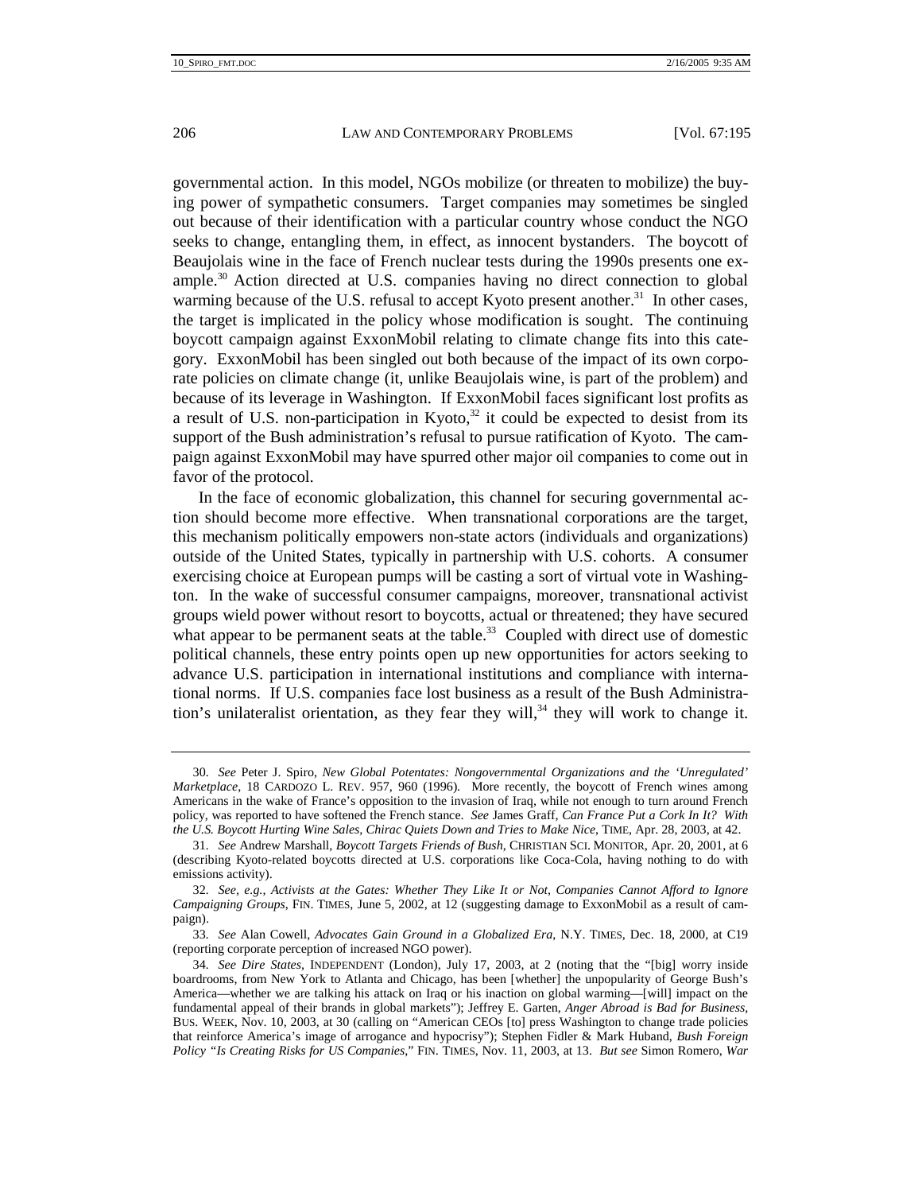governmental action. In this model, NGOs mobilize (or threaten to mobilize) the buying power of sympathetic consumers. Target companies may sometimes be singled out because of their identification with a particular country whose conduct the NGO seeks to change, entangling them, in effect, as innocent bystanders. The boycott of Beaujolais wine in the face of French nuclear tests during the 1990s presents one example.[30] Action directed at U.S. companies having no direct connection to global warming because of the U.S. refusal to accept Kyoto present another.[31] In other cases, the target is implicated in the policy whose modification is sought. The continuing boycott campaign against ExxonMobil relating to climate change fits into this category. ExxonMobil has been singled out both because of the impact of its own corporate policies on climate change (it, unlike Beaujolais wine, is part of the problem) and because of its leverage in Washington. If ExxonMobil faces significant lost profits as a result of U.S. non-participation in Kyoto,[32] it could be expected to desist from its support of the Bush administration's refusal to pursue ratification of Kyoto. The campaign against ExxonMobil may have spurred other major oil companies to come out in favor of the protocol.

In the face of economic globalization, this channel for securing governmental action should become more effective. When transnational corporations are the target, this mechanism politically empowers non-state actors (individuals and organizations) outside of the United States, typically in partnership with U.S. cohorts. A consumer exercising choice at European pumps will be casting a sort of virtual vote in Washington. In the wake of successful consumer campaigns, moreover, transnational activist groups wield power without resort to boycotts, actual or threatened; they have secured what appear to be permanent seats at the table.[33] Coupled with direct use of domestic political channels, these entry points open up new opportunities for actors seeking to advance U.S. participation in international institutions and compliance with international norms. If U.S. companies face lost business as a result of the Bush Administration's unilateralist orientation, as they fear they will,[34] they will work to change it.

---

30. *See* Peter J. Spiro, *New Global Potentates: Nongovernmental Organizations and the 'Unregulated' Marketplace*, 18 CARDOZO L. REV. 957, 960 (1996). More recently, the boycott of French wines among Americans in the wake of France's opposition to the invasion of Iraq, while not enough to turn around French policy, was reported to have softened the French stance. *See* James Graff, *Can France Put a Cork In It? With the U.S. Boycott Hurting Wine Sales, Chirac Quiets Down and Tries to Make Nice*, TIME, Apr. 28, 2003, at 42.

31. *See* Andrew Marshall, *Boycott Targets Friends of Bush*, CHRISTIAN SCI. MONITOR, Apr. 20, 2001, at 6 (describing Kyoto-related boycotts directed at U.S. corporations like Coca-Cola, having nothing to do with emissions activity).

32. *See, e.g.*, *Activists at the Gates: Whether They Like It or Not, Companies Cannot Afford to Ignore Campaigning Groups*, FIN. TIMES, June 5, 2002, at 12 (suggesting damage to ExxonMobil as a result of campaign).

33. *See* Alan Cowell, *Advocates Gain Ground in a Globalized Era*, N.Y. TIMES, Dec. 18, 2000, at C19 (reporting corporate perception of increased NGO power).

34. *See Dire States*, INDEPENDENT (London), July 17, 2003, at 2 (noting that the "[big] worry inside boardrooms, from New York to Atlanta and Chicago, has been [whether] the unpopularity of George Bush's America—whether we are talking his attack on Iraq or his inaction on global warming—[will] impact on the fundamental appeal of their brands in global markets"); Jeffrey E. Garten, *Anger Abroad is Bad for Business*, BUS. WEEK, Nov. 10, 2003, at 30 (calling on "American CEOs [to] press Washington to change trade policies that reinforce America's image of arrogance and hypocrisy"); Stephen Fidler & Mark Huband, *Bush Foreign Policy "Is Creating Risks for US Companies*," FIN. TIMES, Nov. 11, 2003, at 13. *But see* Simon Romero, *War*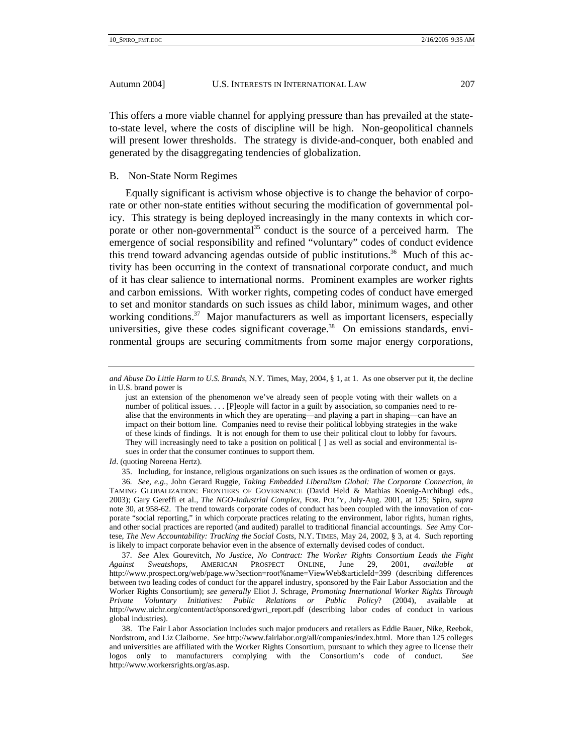This offers a more viable channel for applying pressure than has prevailed at the state-to-state level, where the costs of discipline will be high. Non-geopolitical channels will present lower thresholds. The strategy is divide-and-conquer, both enabled and generated by the disaggregating tendencies of globalization.

## B. Non-State Norm Regimes

Equally significant is activism whose objective is to change the behavior of corporate or other non-state entities without securing the modification of governmental policy. This strategy is being deployed increasingly in the many contexts in which corporate or other non-governmental[35] conduct is the source of a perceived harm. The emergence of social responsibility and refined "voluntary" codes of conduct evidence this trend toward advancing agendas outside of public institutions.[36] Much of this activity has been occurring in the context of transnational corporate conduct, and much of it has clear salience to international norms. Prominent examples are worker rights and carbon emissions. With worker rights, competing codes of conduct have emerged to set and monitor standards on such issues as child labor, minimum wages, and other working conditions.[37] Major manufacturers as well as important licensers, especially universities, give these codes significant coverage.[38] On emissions standards, environmental groups are securing commitments from some major energy corporations,

---

*and Abuse Do Little Harm to U.S. Brands*, N.Y. Times, May, 2004, § 1, at 1. As one observer put it, the decline in U.S. brand power is

> just an extension of the phenomenon we've already seen of people voting with their wallets on a number of political issues. . . . [P]eople will factor in a guilt by association, so companies need to realise that the environments in which they are operating—and playing a part in shaping—can have an impact on their bottom line. Companies need to revise their political lobbying strategies in the wake of these kinds of findings. It is not enough for them to use their political clout to lobby for favours. They will increasingly need to take a position on political [ ] as well as social and environmental issues in order that the consumer continues to support them.

*Id*. (quoting Noreena Hertz).

35. Including, for instance, religious organizations on such issues as the ordination of women or gays.

36. *See, e.g.*, John Gerard Ruggie, *Taking Embedded Liberalism Global: The Corporate Connection*, *in* TAMING GLOBALIZATION: FRONTIERS OF GOVERNANCE (David Held & Mathias Koenig-Archibugi eds., 2003); Gary Gereffi et al., *The NGO-Industrial Complex*, FOR. POL'Y, July-Aug. 2001, at 125; Spiro, *supra* note 30, at 958-62. The trend towards corporate codes of conduct has been coupled with the innovation of corporate "social reporting," in which corporate practices relating to the environment, labor rights, human rights, and other social practices are reported (and audited) parallel to traditional financial accountings. *See* Amy Cortese, *The New Accountability: Tracking the Social Costs*, N.Y. TIMES, May 24, 2002, § 3, at 4. Such reporting is likely to impact corporate behavior even in the absence of externally devised codes of conduct.

37. *See* Alex Gourevitch, *No Justice, No Contract: The Worker Rights Consortium Leads the Fight Against Sweatshops*, AMERICAN PROSPECT ONLINE, June 29, 2001, *available at* http://www.prospect.org/web/page.ww?section=root%name=ViewWeb&articleId=399 (describing differences between two leading codes of conduct for the apparel industry, sponsored by the Fair Labor Association and the Worker Rights Consortium); *see generally* Eliot J. Schrage, *Promoting International Worker Rights Through Private Voluntary Initiatives: Public Relations or Public Policy*? (2004), available at http://www.uichr.org/content/act/sponsored/gwri_report.pdf (describing labor codes of conduct in various global industries).

38. The Fair Labor Association includes such major producers and retailers as Eddie Bauer, Nike, Reebok, Nordstrom, and Liz Claiborne. *See* http://www.fairlabor.org/all/companies/index.html. More than 125 colleges and universities are affiliated with the Worker Rights Consortium, pursuant to which they agree to license their logos only to manufacturers complying with the Consortium's code of conduct. *See* http://www.workersrights.org/as.asp.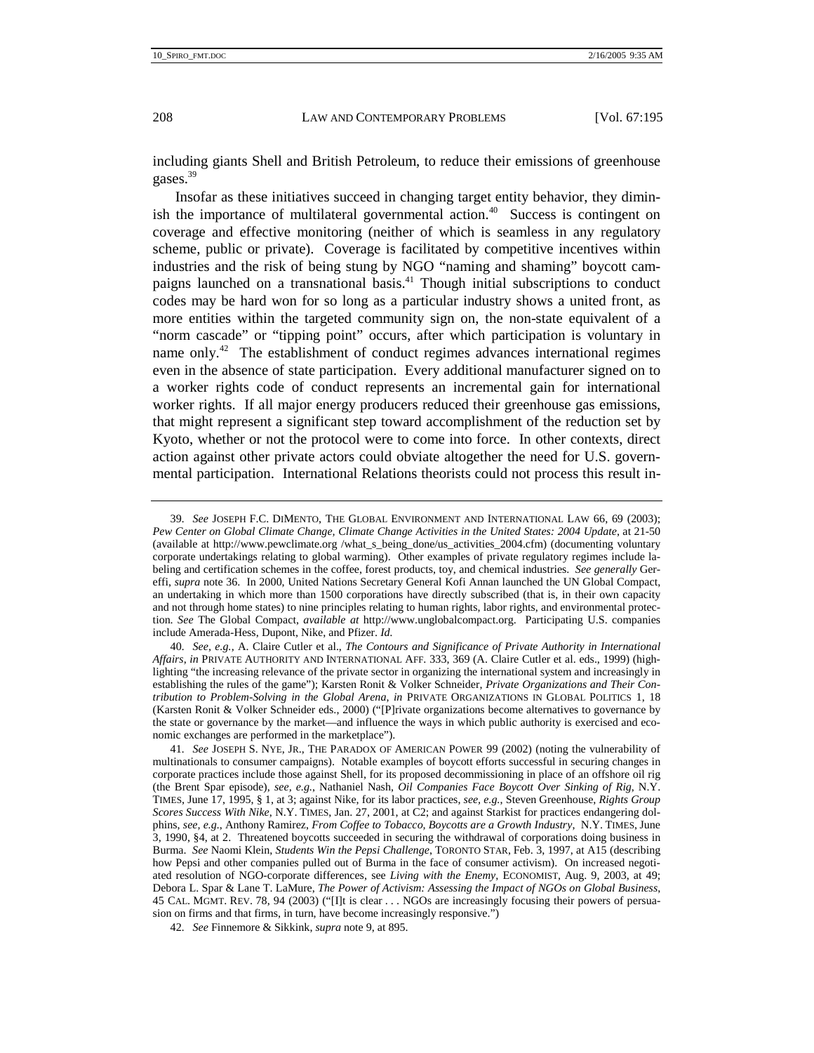including giants Shell and British Petroleum, to reduce their emissions of greenhouse gases.[39]

Insofar as these initiatives succeed in changing target entity behavior, they diminish the importance of multilateral governmental action.[40] Success is contingent on coverage and effective monitoring (neither of which is seamless in any regulatory scheme, public or private). Coverage is facilitated by competitive incentives within industries and the risk of being stung by NGO "naming and shaming" boycott campaigns launched on a transnational basis.[41] Though initial subscriptions to conduct codes may be hard won for so long as a particular industry shows a united front, as more entities within the targeted community sign on, the non-state equivalent of a "norm cascade" or "tipping point" occurs, after which participation is voluntary in name only.[42] The establishment of conduct regimes advances international regimes even in the absence of state participation. Every additional manufacturer signed on to a worker rights code of conduct represents an incremental gain for international worker rights. If all major energy producers reduced their greenhouse gas emissions, that might represent a significant step toward accomplishment of the reduction set by Kyoto, whether or not the protocol were to come into force. In other contexts, direct action against other private actors could obviate altogether the need for U.S. governmental participation. International Relations theorists could not process this result in-

---

39. *See* JOSEPH F.C. DIMENTO, THE GLOBAL ENVIRONMENT AND INTERNATIONAL LAW 66, 69 (2003); *Pew Center on Global Climate Change, Climate Change Activities in the United States: 2004 Update*, at 21-50 (available at http://www.pewclimate.org /what_s_being_done/us_activities_2004.cfm) (documenting voluntary corporate undertakings relating to global warming). Other examples of private regulatory regimes include labeling and certification schemes in the coffee, forest products, toy, and chemical industries. *See generally* Gereffi, *supra* note 36. In 2000, United Nations Secretary General Kofi Annan launched the UN Global Compact, an undertaking in which more than 1500 corporations have directly subscribed (that is, in their own capacity and not through home states) to nine principles relating to human rights, labor rights, and environmental protection. *See* The Global Compact, *available at* http://www.unglobalcompact.org. Participating U.S. companies include Amerada-Hess, Dupont, Nike, and Pfizer. *Id.*

40. *See, e.g.*, A. Claire Cutler et al., *The Contours and Significance of Private Authority in International Affairs*, *in* PRIVATE AUTHORITY AND INTERNATIONAL AFF. 333, 369 (A. Claire Cutler et al. eds., 1999) (highlighting "the increasing relevance of the private sector in organizing the international system and increasingly in establishing the rules of the game"); Karsten Ronit & Volker Schneider, *Private Organizations and Their Contribution to Problem-Solving in the Global Arena*, *in* PRIVATE ORGANIZATIONS IN GLOBAL POLITICS 1, 18 (Karsten Ronit & Volker Schneider eds., 2000) ("[P]rivate organizations become alternatives to governance by the state or governance by the market—and influence the ways in which public authority is exercised and economic exchanges are performed in the marketplace").

41. *See* JOSEPH S. NYE, JR., THE PARADOX OF AMERICAN POWER 99 (2002) (noting the vulnerability of multinationals to consumer campaigns). Notable examples of boycott efforts successful in securing changes in corporate practices include those against Shell, for its proposed decommissioning in place of an offshore oil rig (the Brent Spar episode), *see, e.g.*, Nathaniel Nash, *Oil Companies Face Boycott Over Sinking of Rig*, N.Y. TIMES, June 17, 1995, § 1, at 3; against Nike, for its labor practices, *see, e.g.*, Steven Greenhouse, *Rights Group Scores Success With Nike*, N.Y. TIMES, Jan. 27, 2001, at C2; and against Starkist for practices endangering dolphins, *see, e.g.*, Anthony Ramirez, *From Coffee to Tobacco, Boycotts are a Growth Industry*, N.Y. TIMES, June 3, 1990, §4, at 2. Threatened boycotts succeeded in securing the withdrawal of corporations doing business in Burma. *See* Naomi Klein, *Students Win the Pepsi Challenge*, TORONTO STAR, Feb. 3, 1997, at A15 (describing how Pepsi and other companies pulled out of Burma in the face of consumer activism). On increased negotiated resolution of NGO-corporate differences, see *Living with the Enemy*, ECONOMIST, Aug. 9, 2003, at 49; Debora L. Spar & Lane T. LaMure, *The Power of Activism: Assessing the Impact of NGOs on Global Business*, 45 CAL. MGMT. REV. 78, 94 (2003) ("[I]t is clear . . . NGOs are increasingly focusing their powers of persuasion on firms and that firms, in turn, have become increasingly responsive.")

42. *See* Finnemore & Sikkink, *supra* note 9, at 895.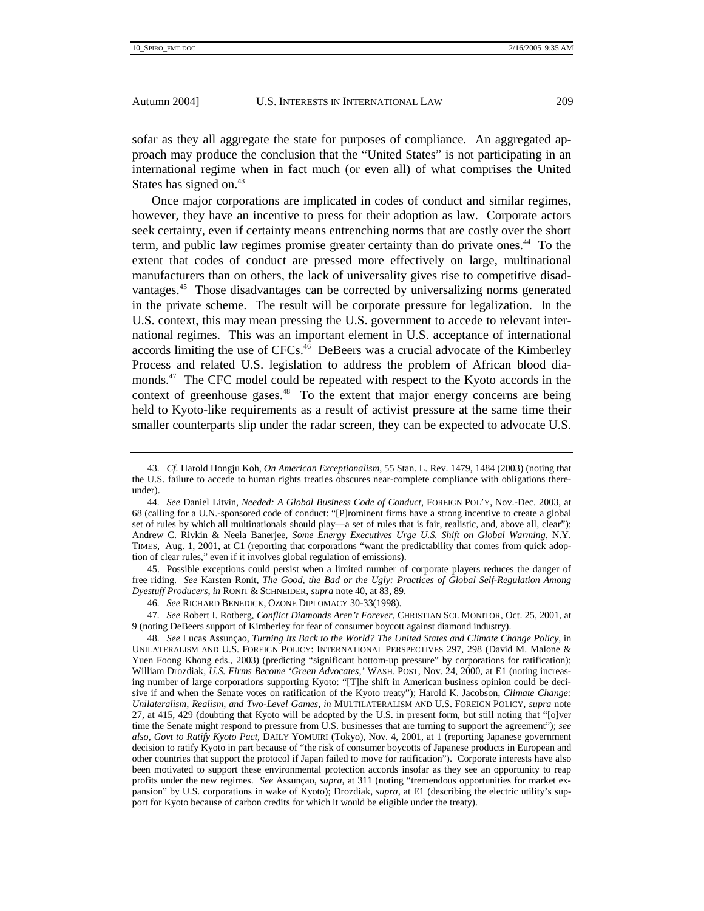sofar as they all aggregate the state for purposes of compliance. An aggregated approach may produce the conclusion that the "United States" is not participating in an international regime when in fact much (or even all) of what comprises the United States has signed on.[43]

Once major corporations are implicated in codes of conduct and similar regimes, however, they have an incentive to press for their adoption as law. Corporate actors seek certainty, even if certainty means entrenching norms that are costly over the short term, and public law regimes promise greater certainty than do private ones.[44] To the extent that codes of conduct are pressed more effectively on large, multinational manufacturers than on others, the lack of universality gives rise to competitive disadvantages.[45] Those disadvantages can be corrected by universalizing norms generated in the private scheme. The result will be corporate pressure for legalization. In the U.S. context, this may mean pressing the U.S. government to accede to relevant international regimes. This was an important element in U.S. acceptance of international accords limiting the use of CFCs.[46] DeBeers was a crucial advocate of the Kimberley Process and related U.S. legislation to address the problem of African blood diamonds.[47] The CFC model could be repeated with respect to the Kyoto accords in the context of greenhouse gases.[48] To the extent that major energy concerns are being held to Kyoto-like requirements as a result of activist pressure at the same time their smaller counterparts slip under the radar screen, they can be expected to advocate U.S.

---

43. *Cf.* Harold Hongju Koh, *On American Exceptionalism*, 55 Stan. L. Rev. 1479, 1484 (2003) (noting that the U.S. failure to accede to human rights treaties obscures near-complete compliance with obligations thereunder).

44. *See* Daniel Litvin, *Needed: A Global Business Code of Conduct*, FOREIGN POL'Y, Nov.-Dec. 2003, at 68 (calling for a U.N.-sponsored code of conduct: "[P]rominent firms have a strong incentive to create a global set of rules by which all multinationals should play—a set of rules that is fair, realistic, and, above all, clear"); Andrew C. Rivkin & Neela Banerjee, *Some Energy Executives Urge U.S. Shift on Global Warming*, N.Y. TIMES, Aug. 1, 2001, at C1 (reporting that corporations "want the predictability that comes from quick adoption of clear rules," even if it involves global regulation of emissions).

45. Possible exceptions could persist when a limited number of corporate players reduces the danger of free riding. *See* Karsten Ronit, *The Good, the Bad or the Ugly: Practices of Global Self-Regulation Among Dyestuff Producers*, *in* RONIT & SCHNEIDER, *supra* note 40, at 83, 89.

46. *See* RICHARD BENEDICK, OZONE DIPLOMACY 30-33(1998).

47. *See* Robert I. Rotberg, *Conflict Diamonds Aren't Forever*, CHRISTIAN SCI. MONITOR, Oct. 25, 2001, at 9 (noting DeBeers support of Kimberley for fear of consumer boycott against diamond industry).

48. *See* Lucas Assunçao, *Turning Its Back to the World? The United States and Climate Change Policy*, in UNILATERALISM AND U.S. FOREIGN POLICY: INTERNATIONAL PERSPECTIVES 297, 298 (David M. Malone & Yuen Foong Khong eds., 2003) (predicting "significant bottom-up pressure" by corporations for ratification); William Drozdiak, *U.S. Firms Become 'Green Advocates,'* WASH. POST, Nov. 24, 2000, at E1 (noting increasing number of large corporations supporting Kyoto: "[T]he shift in American business opinion could be decisive if and when the Senate votes on ratification of the Kyoto treaty"); Harold K. Jacobson, *Climate Change: Unilateralism, Realism, and Two-Level Games*, *in* MULTILATERALISM AND U.S. FOREIGN POLICY, *supra* note 27, at 415, 429 (doubting that Kyoto will be adopted by the U.S. in present form, but still noting that "[o]ver time the Senate might respond to pressure from U.S. businesses that are turning to support the agreement"); *see also*, *Govt to Ratify Kyoto Pact*, DAILY YOMIURI (Tokyo), Nov. 4, 2001, at 1 (reporting Japanese government decision to ratify Kyoto in part because of "the risk of consumer boycotts of Japanese products in European and other countries that support the protocol if Japan failed to move for ratification"). Corporate interests have also been motivated to support these environmental protection accords insofar as they see an opportunity to reap profits under the new regimes. *See* Assunçao, *supra*, at 311 (noting "tremendous opportunities for market expansion" by U.S. corporations in wake of Kyoto); Drozdiak, *supra*, at E1 (describing the electric utility's support for Kyoto because of carbon credits for which it would be eligible under the treaty).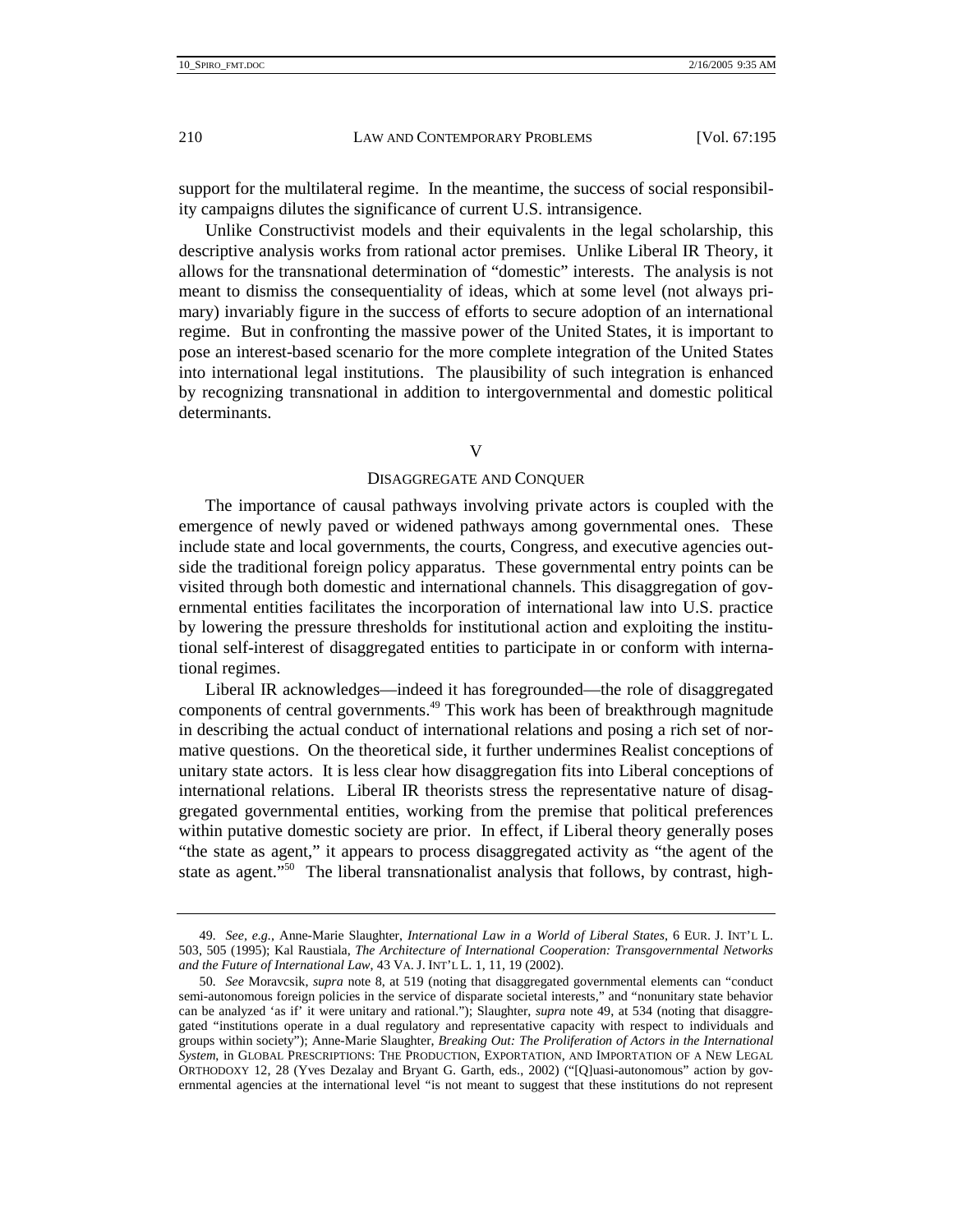support for the multilateral regime. In the meantime, the success of social responsibility campaigns dilutes the significance of current U.S. intransigence.

Unlike Constructivist models and their equivalents in the legal scholarship, this descriptive analysis works from rational actor premises. Unlike Liberal IR Theory, it allows for the transnational determination of "domestic" interests. The analysis is not meant to dismiss the consequentiality of ideas, which at some level (not always primary) invariably figure in the success of efforts to secure adoption of an international regime. But in confronting the massive power of the United States, it is important to pose an interest-based scenario for the more complete integration of the United States into international legal institutions. The plausibility of such integration is enhanced by recognizing transnational in addition to intergovernmental and domestic political determinants.

## V

## DISAGGREGATE AND CONQUER

The importance of causal pathways involving private actors is coupled with the emergence of newly paved or widened pathways among governmental ones. These include state and local governments, the courts, Congress, and executive agencies outside the traditional foreign policy apparatus. These governmental entry points can be visited through both domestic and international channels. This disaggregation of governmental entities facilitates the incorporation of international law into U.S. practice by lowering the pressure thresholds for institutional action and exploiting the institutional self-interest of disaggregated entities to participate in or conform with international regimes.

Liberal IR acknowledges—indeed it has foregrounded—the role of disaggregated components of central governments.[49] This work has been of breakthrough magnitude in describing the actual conduct of international relations and posing a rich set of normative questions. On the theoretical side, it further undermines Realist conceptions of unitary state actors. It is less clear how disaggregation fits into Liberal conceptions of international relations. Liberal IR theorists stress the representative nature of disaggregated governmental entities, working from the premise that political preferences within putative domestic society are prior. In effect, if Liberal theory generally poses "the state as agent," it appears to process disaggregated activity as "the agent of the state as agent."[50] The liberal transnationalist analysis that follows, by contrast, high-

---

49. *See, e.g.*, Anne-Marie Slaughter, *International Law in a World of Liberal States*, 6 EUR. J. INT'L L. 503, 505 (1995); Kal Raustiala, *The Architecture of International Cooperation: Transgovernmental Networks and the Future of International Law*, 43 VA. J. INT'L L. 1, 11, 19 (2002).

50. *See* Moravcsik, *supra* note 8, at 519 (noting that disaggregated governmental elements can "conduct semi-autonomous foreign policies in the service of disparate societal interests," and "nonunitary state behavior can be analyzed 'as if' it were unitary and rational."); Slaughter, *supra* note 49, at 534 (noting that disaggregated "institutions operate in a dual regulatory and representative capacity with respect to individuals and groups within society"); Anne-Marie Slaughter, *Breaking Out: The Proliferation of Actors in the International System*, in GLOBAL PRESCRIPTIONS: THE PRODUCTION, EXPORTATION, AND IMPORTATION OF A NEW LEGAL ORTHODOXY 12, 28 (Yves Dezalay and Bryant G. Garth, eds., 2002) ("[Q]uasi-autonomous" action by governmental agencies at the international level "is not meant to suggest that these institutions do not represent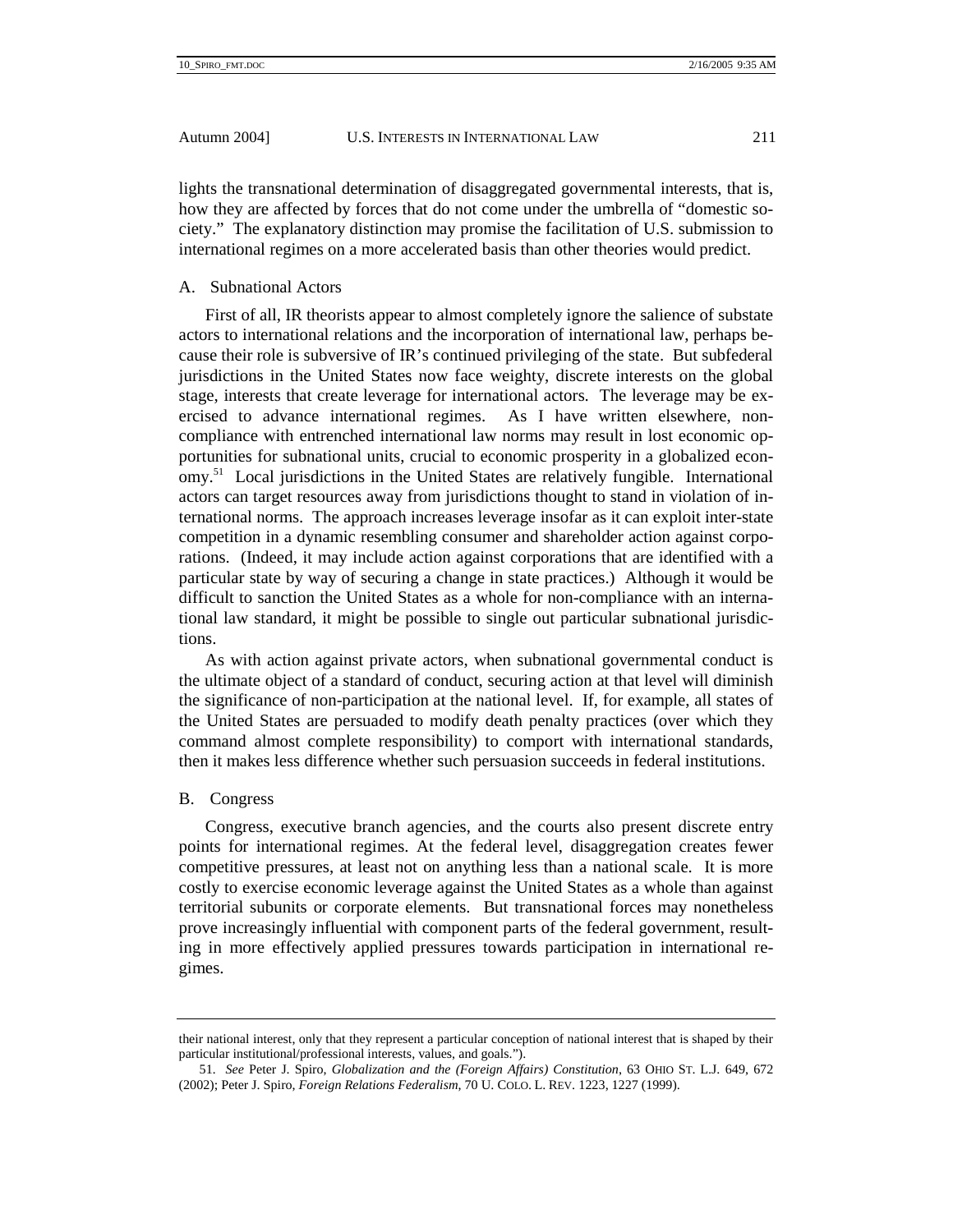lights the transnational determination of disaggregated governmental interests, that is, how they are affected by forces that do not come under the umbrella of "domestic society." The explanatory distinction may promise the facilitation of U.S. submission to international regimes on a more accelerated basis than other theories would predict.

### A. Subnational Actors

First of all, IR theorists appear to almost completely ignore the salience of substate actors to international relations and the incorporation of international law, perhaps because their role is subversive of IR's continued privileging of the state. But subfederal jurisdictions in the United States now face weighty, discrete interests on the global stage, interests that create leverage for international actors. The leverage may be exercised to advance international regimes. As I have written elsewhere, non-compliance with entrenched international law norms may result in lost economic opportunities for subnational units, crucial to economic prosperity in a globalized economy.[51] Local jurisdictions in the United States are relatively fungible. International actors can target resources away from jurisdictions thought to stand in violation of international norms. The approach increases leverage insofar as it can exploit inter-state competition in a dynamic resembling consumer and shareholder action against corporations. (Indeed, it may include action against corporations that are identified with a particular state by way of securing a change in state practices.) Although it would be difficult to sanction the United States as a whole for non-compliance with an international law standard, it might be possible to single out particular subnational jurisdictions.

As with action against private actors, when subnational governmental conduct is the ultimate object of a standard of conduct, securing action at that level will diminish the significance of non-participation at the national level. If, for example, all states of the United States are persuaded to modify death penalty practices (over which they command almost complete responsibility) to comport with international standards, then it makes less difference whether such persuasion succeeds in federal institutions.

### B. Congress

Congress, executive branch agencies, and the courts also present discrete entry points for international regimes. At the federal level, disaggregation creates fewer competitive pressures, at least not on anything less than a national scale. It is more costly to exercise economic leverage against the United States as a whole than against territorial subunits or corporate elements. But transnational forces may nonetheless prove increasingly influential with component parts of the federal government, resulting in more effectively applied pressures towards participation in international regimes.

---

their national interest, only that they represent a particular conception of national interest that is shaped by their particular institutional/professional interests, values, and goals.").

51. *See* Peter J. Spiro, *Globalization and the (Foreign Affairs) Constitution*, 63 OHIO ST. L.J. 649, 672 (2002); Peter J. Spiro, *Foreign Relations Federalism*, 70 U. COLO. L. REV. 1223, 1227 (1999).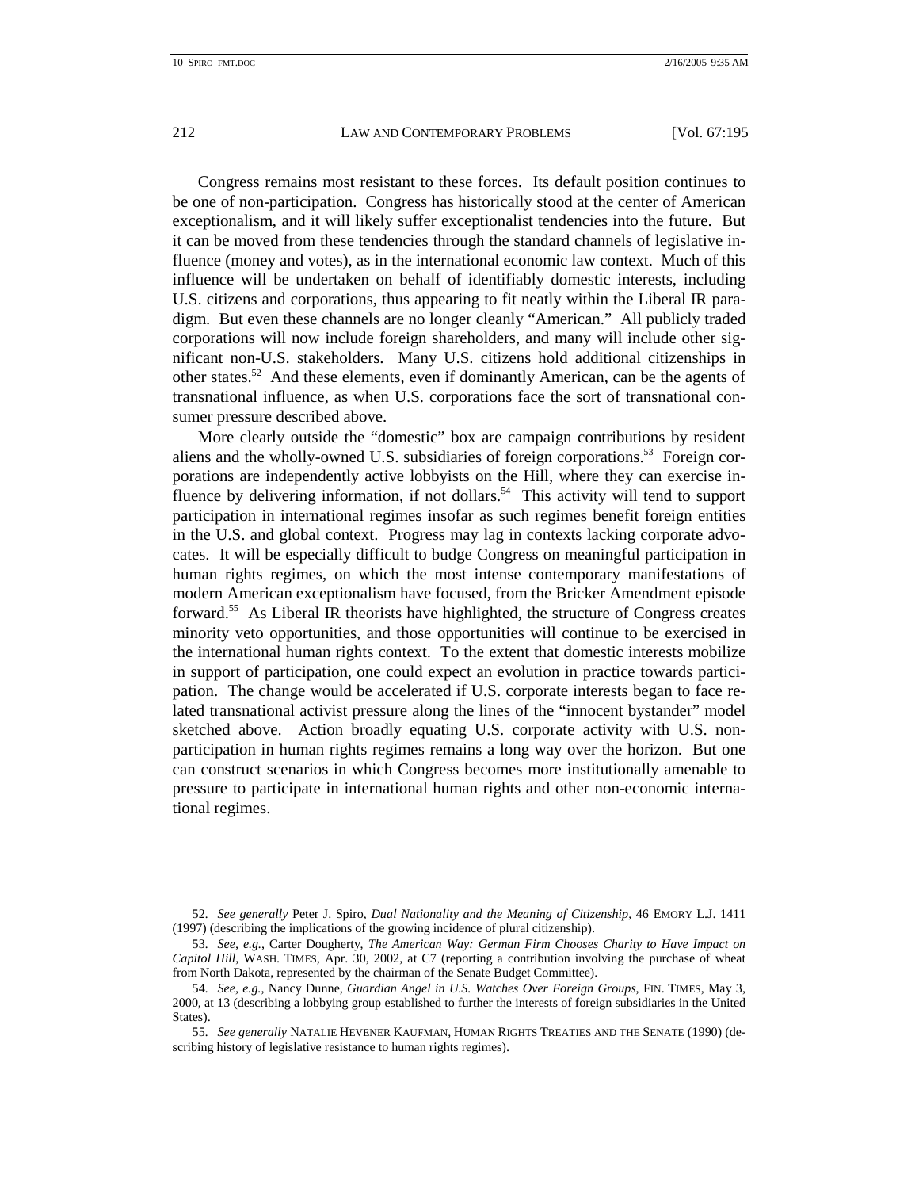Congress remains most resistant to these forces. Its default position continues to be one of non-participation. Congress has historically stood at the center of American exceptionalism, and it will likely suffer exceptionalist tendencies into the future. But it can be moved from these tendencies through the standard channels of legislative influence (money and votes), as in the international economic law context. Much of this influence will be undertaken on behalf of identifiably domestic interests, including U.S. citizens and corporations, thus appearing to fit neatly within the Liberal IR paradigm. But even these channels are no longer cleanly "American." All publicly traded corporations will now include foreign shareholders, and many will include other significant non-U.S. stakeholders. Many U.S. citizens hold additional citizenships in other states.[52] And these elements, even if dominantly American, can be the agents of transnational influence, as when U.S. corporations face the sort of transnational consumer pressure described above.

More clearly outside the "domestic" box are campaign contributions by resident aliens and the wholly-owned U.S. subsidiaries of foreign corporations.[53] Foreign corporations are independently active lobbyists on the Hill, where they can exercise influence by delivering information, if not dollars.[54] This activity will tend to support participation in international regimes insofar as such regimes benefit foreign entities in the U.S. and global context. Progress may lag in contexts lacking corporate advocates. It will be especially difficult to budge Congress on meaningful participation in human rights regimes, on which the most intense contemporary manifestations of modern American exceptionalism have focused, from the Bricker Amendment episode forward.[55] As Liberal IR theorists have highlighted, the structure of Congress creates minority veto opportunities, and those opportunities will continue to be exercised in the international human rights context. To the extent that domestic interests mobilize in support of participation, one could expect an evolution in practice towards participation. The change would be accelerated if U.S. corporate interests began to face related transnational activist pressure along the lines of the "innocent bystander" model sketched above. Action broadly equating U.S. corporate activity with U.S. non-participation in human rights regimes remains a long way over the horizon. But one can construct scenarios in which Congress becomes more institutionally amenable to pressure to participate in international human rights and other non-economic international regimes.

---

52. *See generally* Peter J. Spiro, *Dual Nationality and the Meaning of Citizenship*, 46 EMORY L.J. 1411 (1997) (describing the implications of the growing incidence of plural citizenship).

53. *See, e.g.*, Carter Dougherty, *The American Way: German Firm Chooses Charity to Have Impact on Capitol Hill*, WASH. TIMES, Apr. 30, 2002, at C7 (reporting a contribution involving the purchase of wheat from North Dakota, represented by the chairman of the Senate Budget Committee).

54. *See, e.g.*, Nancy Dunne, *Guardian Angel in U.S. Watches Over Foreign Groups*, FIN. TIMES, May 3, 2000, at 13 (describing a lobbying group established to further the interests of foreign subsidiaries in the United States).

55. *See generally* NATALIE HEVENER KAUFMAN, HUMAN RIGHTS TREATIES AND THE SENATE (1990) (describing history of legislative resistance to human rights regimes).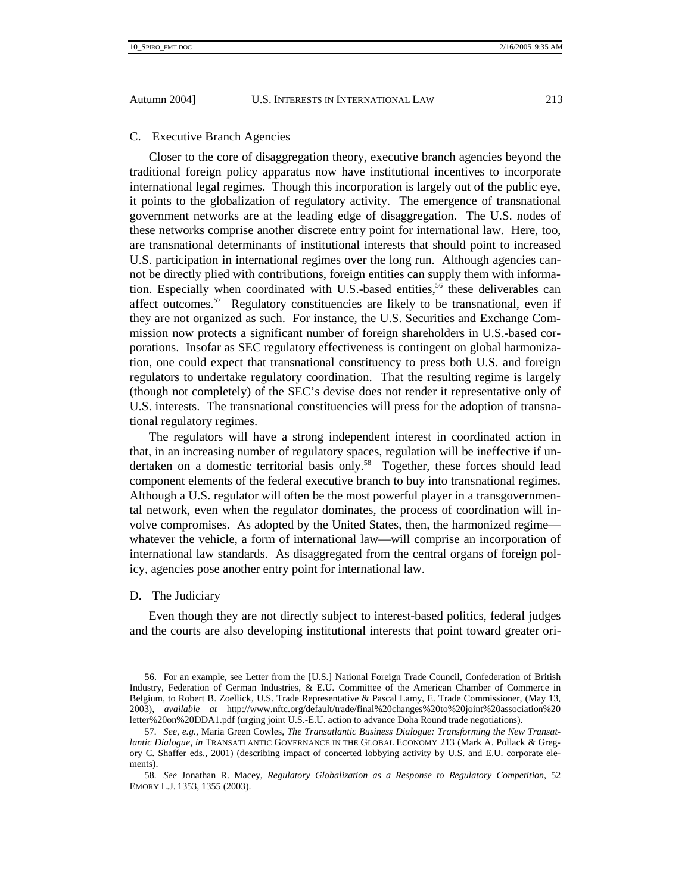### C. Executive Branch Agencies

Closer to the core of disaggregation theory, executive branch agencies beyond the traditional foreign policy apparatus now have institutional incentives to incorporate international legal regimes. Though this incorporation is largely out of the public eye, it points to the globalization of regulatory activity. The emergence of transnational government networks are at the leading edge of disaggregation. The U.S. nodes of these networks comprise another discrete entry point for international law. Here, too, are transnational determinants of institutional interests that should point to increased U.S. participation in international regimes over the long run. Although agencies cannot be directly plied with contributions, foreign entities can supply them with information. Especially when coordinated with U.S.-based entities,[56] these deliverables can affect outcomes.[57] Regulatory constituencies are likely to be transnational, even if they are not organized as such. For instance, the U.S. Securities and Exchange Commission now protects a significant number of foreign shareholders in U.S.-based corporations. Insofar as SEC regulatory effectiveness is contingent on global harmonization, one could expect that transnational constituency to press both U.S. and foreign regulators to undertake regulatory coordination. That the resulting regime is largely (though not completely) of the SEC's devise does not render it representative only of U.S. interests. The transnational constituencies will press for the adoption of transnational regulatory regimes.

The regulators will have a strong independent interest in coordinated action in that, in an increasing number of regulatory spaces, regulation will be ineffective if undertaken on a domestic territorial basis only.[58] Together, these forces should lead component elements of the federal executive branch to buy into transnational regimes. Although a U.S. regulator will often be the most powerful player in a transgovernmental network, even when the regulator dominates, the process of coordination will involve compromises. As adopted by the United States, then, the harmonized regime—whatever the vehicle, a form of international law—will comprise an incorporation of international law standards. As disaggregated from the central organs of foreign policy, agencies pose another entry point for international law.

### D. The Judiciary

Even though they are not directly subject to interest-based politics, federal judges and the courts are also developing institutional interests that point toward greater ori-

---

56. For an example, see Letter from the [U.S.] National Foreign Trade Council, Confederation of British Industry, Federation of German Industries, & E.U. Committee of the American Chamber of Commerce in Belgium, to Robert B. Zoellick, U.S. Trade Representative & Pascal Lamy, E. Trade Commissioner, (May 13, 2003), *available at* http://www.nftc.org/default/trade/final%20changes%20to%20joint%20association%20letter%20on%20DDA1.pdf (urging joint U.S.-E.U. action to advance Doha Round trade negotiations).

57. *See, e.g.*, Maria Green Cowles, *The Transatlantic Business Dialogue: Transforming the New Transatlantic Dialogue*, *in* TRANSATLANTIC GOVERNANCE IN THE GLOBAL ECONOMY 213 (Mark A. Pollack & Gregory C. Shaffer eds., 2001) (describing impact of concerted lobbying activity by U.S. and E.U. corporate elements).

58. *See* Jonathan R. Macey, *Regulatory Globalization as a Response to Regulatory Competition*, 52 EMORY L.J. 1353, 1355 (2003).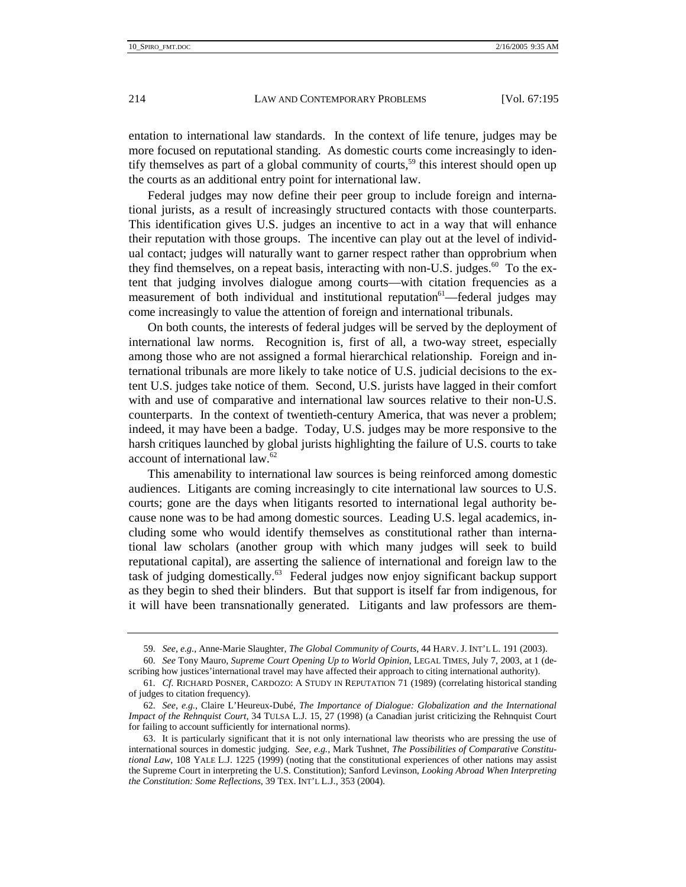entation to international law standards. In the context of life tenure, judges may be more focused on reputational standing. As domestic courts come increasingly to identify themselves as part of a global community of courts,[59] this interest should open up the courts as an additional entry point for international law.

Federal judges may now define their peer group to include foreign and international jurists, as a result of increasingly structured contacts with those counterparts. This identification gives U.S. judges an incentive to act in a way that will enhance their reputation with those groups. The incentive can play out at the level of individual contact; judges will naturally want to garner respect rather than opprobrium when they find themselves, on a repeat basis, interacting with non-U.S. judges.[60] To the extent that judging involves dialogue among courts—with citation frequencies as a measurement of both individual and institutional reputation[61]—federal judges may come increasingly to value the attention of foreign and international tribunals.

On both counts, the interests of federal judges will be served by the deployment of international law norms. Recognition is, first of all, a two-way street, especially among those who are not assigned a formal hierarchical relationship. Foreign and international tribunals are more likely to take notice of U.S. judicial decisions to the extent U.S. judges take notice of them. Second, U.S. jurists have lagged in their comfort with and use of comparative and international law sources relative to their non-U.S. counterparts. In the context of twentieth-century America, that was never a problem; indeed, it may have been a badge. Today, U.S. judges may be more responsive to the harsh critiques launched by global jurists highlighting the failure of U.S. courts to take account of international law.[62]

This amenability to international law sources is being reinforced among domestic audiences. Litigants are coming increasingly to cite international law sources to U.S. courts; gone are the days when litigants resorted to international legal authority because none was to be had among domestic sources. Leading U.S. legal academics, including some who would identify themselves as constitutional rather than international law scholars (another group with which many judges will seek to build reputational capital), are asserting the salience of international and foreign law to the task of judging domestically.[63] Federal judges now enjoy significant backup support as they begin to shed their blinders. But that support is itself far from indigenous, for it will have been transnationally generated. Litigants and law professors are them-

---

59. *See, e.g.*, Anne-Marie Slaughter, *The Global Community of Courts*, 44 HARV. J. INT'L L. 191 (2003).

60. *See* Tony Mauro, *Supreme Court Opening Up to World Opinion*, LEGAL TIMES, July 7, 2003, at 1 (describing how justices'international travel may have affected their approach to citing international authority).

61. *Cf.* RICHARD POSNER, CARDOZO: A STUDY IN REPUTATION 71 (1989) (correlating historical standing of judges to citation frequency).

62. *See, e.g.*, Claire L'Heureux-Dubé, *The Importance of Dialogue: Globalization and the International Impact of the Rehnquist Court*, 34 TULSA L.J. 15, 27 (1998) (a Canadian jurist criticizing the Rehnquist Court for failing to account sufficiently for international norms).

63. It is particularly significant that it is not only international law theorists who are pressing the use of international sources in domestic judging. *See, e.g.*, Mark Tushnet, *The Possibilities of Comparative Constitutional Law*, 108 YALE L.J. 1225 (1999) (noting that the constitutional experiences of other nations may assist the Supreme Court in interpreting the U.S. Constitution); Sanford Levinson, *Looking Abroad When Interpreting the Constitution: Some Reflections*, 39 TEX. INT'L L.J., 353 (2004).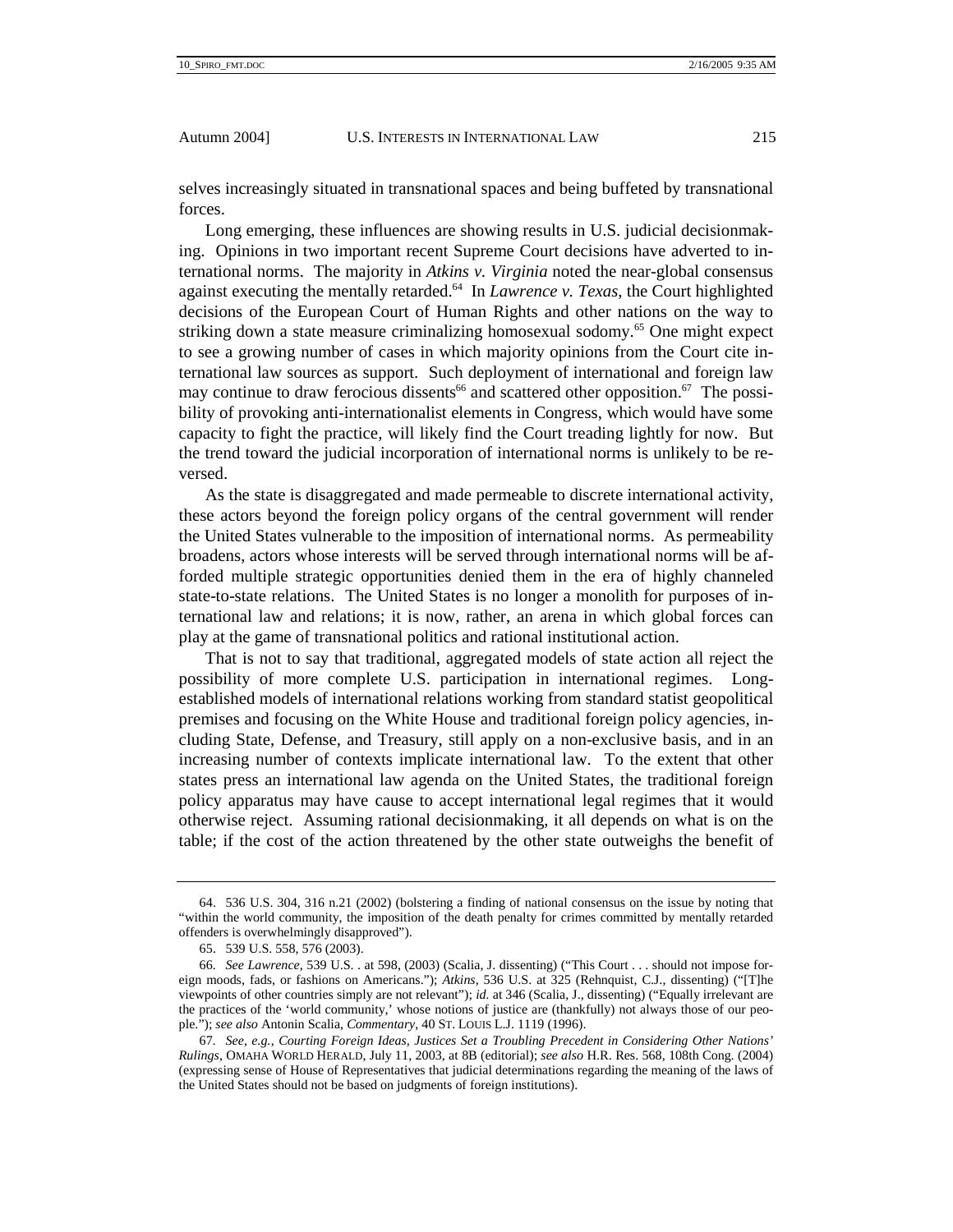selves increasingly situated in transnational spaces and being buffeted by transnational forces.

Long emerging, these influences are showing results in U.S. judicial decisionmaking. Opinions in two important recent Supreme Court decisions have adverted to international norms. The majority in *Atkins v. Virginia* noted the near-global consensus against executing the mentally retarded.[64] In *Lawrence v. Texas*, the Court highlighted decisions of the European Court of Human Rights and other nations on the way to striking down a state measure criminalizing homosexual sodomy.[65] One might expect to see a growing number of cases in which majority opinions from the Court cite international law sources as support. Such deployment of international and foreign law may continue to draw ferocious dissents[66] and scattered other opposition.[67] The possibility of provoking anti-internationalist elements in Congress, which would have some capacity to fight the practice, will likely find the Court treading lightly for now. But the trend toward the judicial incorporation of international norms is unlikely to be reversed.

As the state is disaggregated and made permeable to discrete international activity, these actors beyond the foreign policy organs of the central government will render the United States vulnerable to the imposition of international norms. As permeability broadens, actors whose interests will be served through international norms will be afforded multiple strategic opportunities denied them in the era of highly channeled state-to-state relations. The United States is no longer a monolith for purposes of international law and relations; it is now, rather, an arena in which global forces can play at the game of transnational politics and rational institutional action.

That is not to say that traditional, aggregated models of state action all reject the possibility of more complete U.S. participation in international regimes. Long-established models of international relations working from standard statist geopolitical premises and focusing on the White House and traditional foreign policy agencies, including State, Defense, and Treasury, still apply on a non-exclusive basis, and in an increasing number of contexts implicate international law. To the extent that other states press an international law agenda on the United States, the traditional foreign policy apparatus may have cause to accept international legal regimes that it would otherwise reject. Assuming rational decisionmaking, it all depends on what is on the table; if the cost of the action threatened by the other state outweighs the benefit of

---

64. 536 U.S. 304, 316 n.21 (2002) (bolstering a finding of national consensus on the issue by noting that "within the world community, the imposition of the death penalty for crimes committed by mentally retarded offenders is overwhelmingly disapproved").

65. 539 U.S. 558, 576 (2003).

66. *See Lawrence*, 539 U.S. . at 598, (2003) (Scalia, J. dissenting) ("This Court . . . should not impose foreign moods, fads, or fashions on Americans."); *Atkins*, 536 U.S. at 325 (Rehnquist, C.J., dissenting) ("[T]he viewpoints of other countries simply are not relevant"); *id.* at 346 (Scalia, J., dissenting) ("Equally irrelevant are the practices of the 'world community,' whose notions of justice are (thankfully) not always those of our people."); *see also* Antonin Scalia, *Commentary*, 40 ST. LOUIS L.J. 1119 (1996).

67. *See, e.g.*, *Courting Foreign Ideas, Justices Set a Troubling Precedent in Considering Other Nations' Rulings*, OMAHA WORLD HERALD, July 11, 2003, at 8B (editorial); *see also* H.R. Res. 568, 108th Cong. (2004) (expressing sense of House of Representatives that judicial determinations regarding the meaning of the laws of the United States should not be based on judgments of foreign institutions).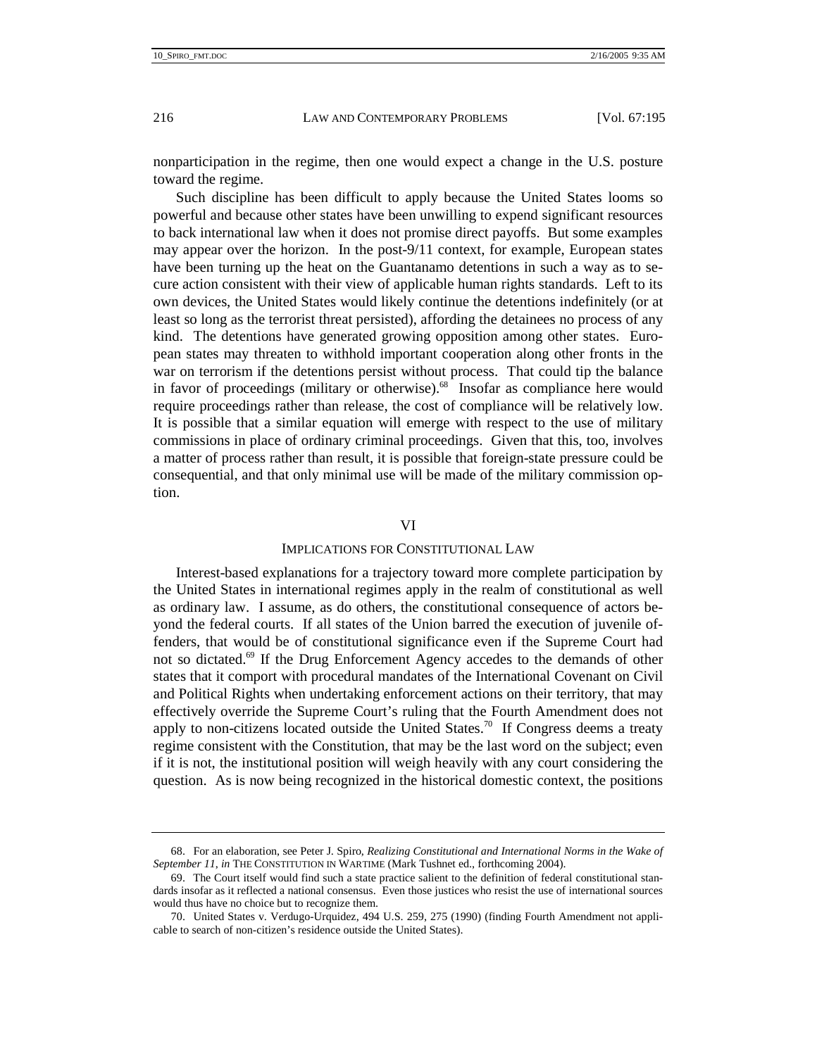nonparticipation in the regime, then one would expect a change in the U.S. posture toward the regime.

Such discipline has been difficult to apply because the United States looms so powerful and because other states have been unwilling to expend significant resources to back international law when it does not promise direct payoffs. But some examples may appear over the horizon. In the post-9/11 context, for example, European states have been turning up the heat on the Guantanamo detentions in such a way as to secure action consistent with their view of applicable human rights standards. Left to its own devices, the United States would likely continue the detentions indefinitely (or at least so long as the terrorist threat persisted), affording the detainees no process of any kind. The detentions have generated growing opposition among other states. European states may threaten to withhold important cooperation along other fronts in the war on terrorism if the detentions persist without process. That could tip the balance in favor of proceedings (military or otherwise).[68] Insofar as compliance here would require proceedings rather than release, the cost of compliance will be relatively low. It is possible that a similar equation will emerge with respect to the use of military commissions in place of ordinary criminal proceedings. Given that this, too, involves a matter of process rather than result, it is possible that foreign-state pressure could be consequential, and that only minimal use will be made of the military commission option.

## VI

## IMPLICATIONS FOR CONSTITUTIONAL LAW

Interest-based explanations for a trajectory toward more complete participation by the United States in international regimes apply in the realm of constitutional as well as ordinary law. I assume, as do others, the constitutional consequence of actors beyond the federal courts. If all states of the Union barred the execution of juvenile offenders, that would be of constitutional significance even if the Supreme Court had not so dictated.[69] If the Drug Enforcement Agency accedes to the demands of other states that it comport with procedural mandates of the International Covenant on Civil and Political Rights when undertaking enforcement actions on their territory, that may effectively override the Supreme Court's ruling that the Fourth Amendment does not apply to non-citizens located outside the United States.[70] If Congress deems a treaty regime consistent with the Constitution, that may be the last word on the subject; even if it is not, the institutional position will weigh heavily with any court considering the question. As is now being recognized in the historical domestic context, the positions

---

68. For an elaboration, see Peter J. Spiro, *Realizing Constitutional and International Norms in the Wake of September 11*, *in* THE CONSTITUTION IN WARTIME (Mark Tushnet ed., forthcoming 2004).

69. The Court itself would find such a state practice salient to the definition of federal constitutional standards insofar as it reflected a national consensus. Even those justices who resist the use of international sources would thus have no choice but to recognize them.

70. United States v. Verdugo-Urquidez, 494 U.S. 259, 275 (1990) (finding Fourth Amendment not applicable to search of non-citizen's residence outside the United States).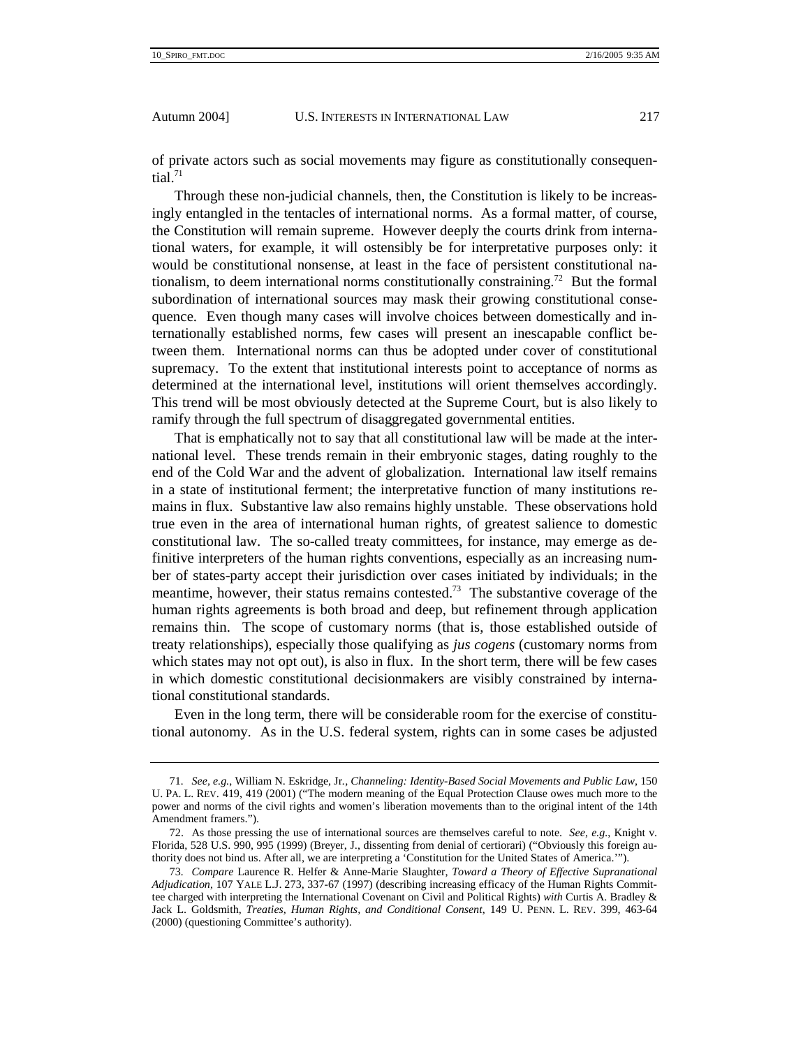of private actors such as social movements may figure as constitutionally consequential.[71]

Through these non-judicial channels, then, the Constitution is likely to be increasingly entangled in the tentacles of international norms. As a formal matter, of course, the Constitution will remain supreme. However deeply the courts drink from international waters, for example, it will ostensibly be for interpretative purposes only: it would be constitutional nonsense, at least in the face of persistent constitutional nationalism, to deem international norms constitutionally constraining.[72] But the formal subordination of international sources may mask their growing constitutional consequence. Even though many cases will involve choices between domestically and internationally established norms, few cases will present an inescapable conflict between them. International norms can thus be adopted under cover of constitutional supremacy. To the extent that institutional interests point to acceptance of norms as determined at the international level, institutions will orient themselves accordingly. This trend will be most obviously detected at the Supreme Court, but is also likely to ramify through the full spectrum of disaggregated governmental entities.

That is emphatically not to say that all constitutional law will be made at the international level. These trends remain in their embryonic stages, dating roughly to the end of the Cold War and the advent of globalization. International law itself remains in a state of institutional ferment; the interpretative function of many institutions remains in flux. Substantive law also remains highly unstable. These observations hold true even in the area of international human rights, of greatest salience to domestic constitutional law. The so-called treaty committees, for instance, may emerge as definitive interpreters of the human rights conventions, especially as an increasing number of states-party accept their jurisdiction over cases initiated by individuals; in the meantime, however, their status remains contested.[73] The substantive coverage of the human rights agreements is both broad and deep, but refinement through application remains thin. The scope of customary norms (that is, those established outside of treaty relationships), especially those qualifying as *jus cogens* (customary norms from which states may not opt out), is also in flux. In the short term, there will be few cases in which domestic constitutional decisionmakers are visibly constrained by international constitutional standards.

Even in the long term, there will be considerable room for the exercise of constitutional autonomy. As in the U.S. federal system, rights can in some cases be adjusted

---

71. *See, e.g.*, William N. Eskridge, Jr., *Channeling: Identity-Based Social Movements and Public Law*, 150 U. PA. L. REV. 419, 419 (2001) ("The modern meaning of the Equal Protection Clause owes much more to the power and norms of the civil rights and women's liberation movements than to the original intent of the 14th Amendment framers.").

72. As those pressing the use of international sources are themselves careful to note. *See, e.g.*, Knight v. Florida, 528 U.S. 990, 995 (1999) (Breyer, J., dissenting from denial of certiorari) ("Obviously this foreign authority does not bind us. After all, we are interpreting a 'Constitution for the United States of America.'").

73. *Compare* Laurence R. Helfer & Anne-Marie Slaughter, *Toward a Theory of Effective Supranational Adjudication*, 107 YALE L.J. 273, 337-67 (1997) (describing increasing efficacy of the Human Rights Committee charged with interpreting the International Covenant on Civil and Political Rights) *with* Curtis A. Bradley & Jack L. Goldsmith, *Treaties, Human Rights, and Conditional Consent*, 149 U. PENN. L. REV. 399, 463-64 (2000) (questioning Committee's authority).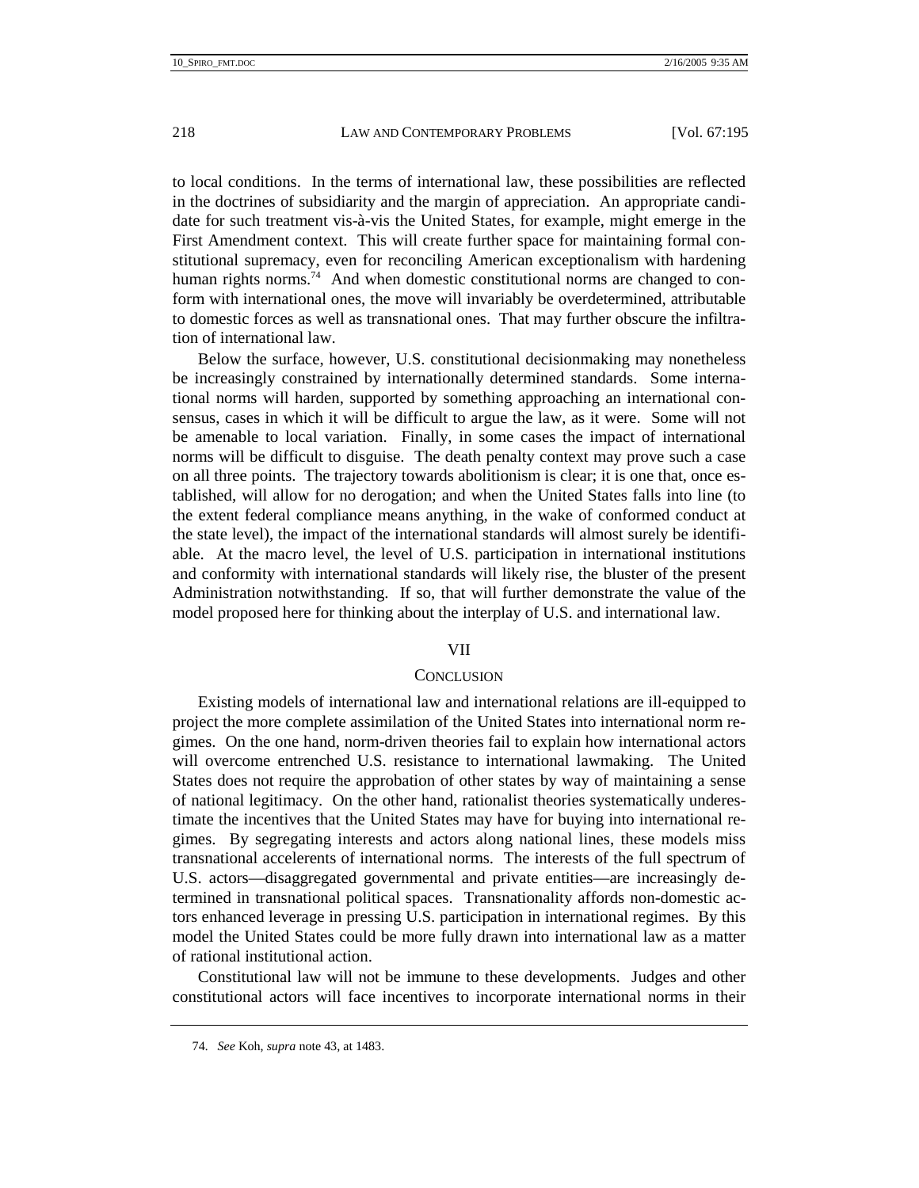to local conditions. In the terms of international law, these possibilities are reflected in the doctrines of subsidiarity and the margin of appreciation. An appropriate candidate for such treatment vis-à-vis the United States, for example, might emerge in the First Amendment context. This will create further space for maintaining formal constitutional supremacy, even for reconciling American exceptionalism with hardening human rights norms.[74] And when domestic constitutional norms are changed to conform with international ones, the move will invariably be overdetermined, attributable to domestic forces as well as transnational ones. That may further obscure the infiltration of international law.

Below the surface, however, U.S. constitutional decisionmaking may nonetheless be increasingly constrained by internationally determined standards. Some international norms will harden, supported by something approaching an international consensus, cases in which it will be difficult to argue the law, as it were. Some will not be amenable to local variation. Finally, in some cases the impact of international norms will be difficult to disguise. The death penalty context may prove such a case on all three points. The trajectory towards abolitionism is clear; it is one that, once established, will allow for no derogation; and when the United States falls into line (to the extent federal compliance means anything, in the wake of conformed conduct at the state level), the impact of the international standards will almost surely be identifiable. At the macro level, the level of U.S. participation in international institutions and conformity with international standards will likely rise, the bluster of the present Administration notwithstanding. If so, that will further demonstrate the value of the model proposed here for thinking about the interplay of U.S. and international law.

## VII

## Conclusion

Existing models of international law and international relations are ill-equipped to project the more complete assimilation of the United States into international norm regimes. On the one hand, norm-driven theories fail to explain how international actors will overcome entrenched U.S. resistance to international lawmaking. The United States does not require the approbation of other states by way of maintaining a sense of national legitimacy. On the other hand, rationalist theories systematically underestimate the incentives that the United States may have for buying into international regimes. By segregating interests and actors along national lines, these models miss transnational accelerents of international norms. The interests of the full spectrum of U.S. actors—disaggregated governmental and private entities—are increasingly determined in transnational political spaces. Transnationality affords non-domestic actors enhanced leverage in pressing U.S. participation in international regimes. By this model the United States could be more fully drawn into international law as a matter of rational institutional action.

Constitutional law will not be immune to these developments. Judges and other constitutional actors will face incentives to incorporate international norms in their

74. *See* Koh, *supra* note 43, at 1483.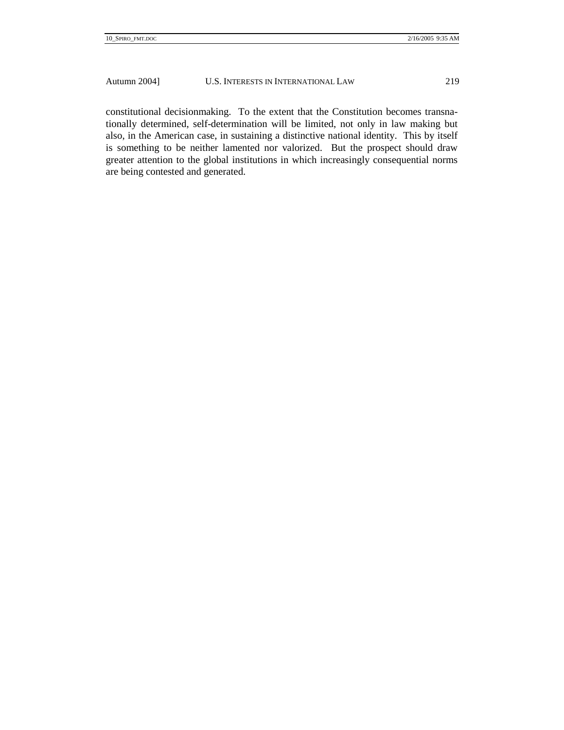constitutional decisionmaking. To the extent that the Constitution becomes transnationally determined, self-determination will be limited, not only in law making but also, in the American case, in sustaining a distinctive national identity. This by itself is something to be neither lamented nor valorized. But the prospect should draw greater attention to the global institutions in which increasingly consequential norms are being contested and generated.